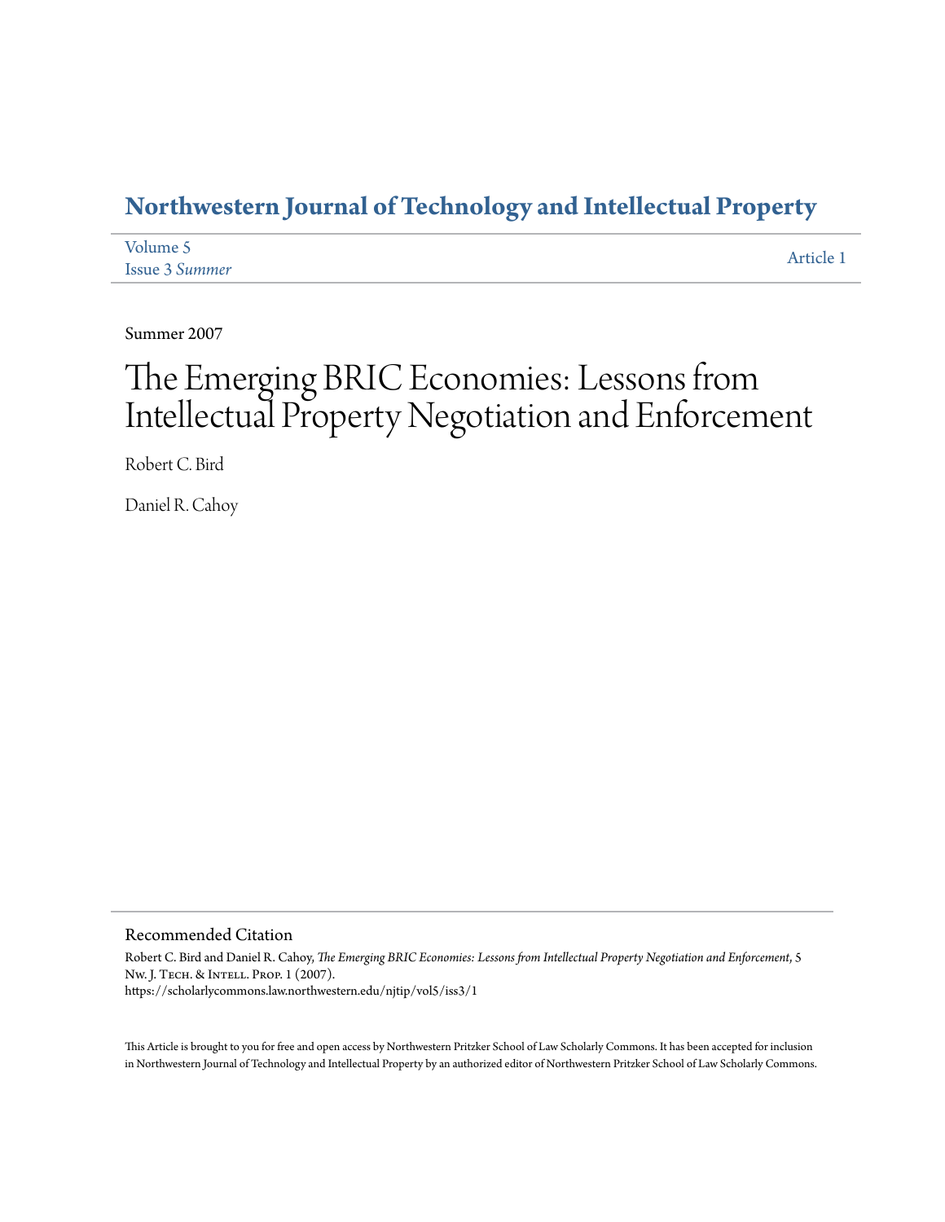# Northwestern Journal of Technology and Intellectual Property

Volume 5
Issue 3 *Summer*

Article 1

Summer 2007

# The Emerging BRIC Economies: Lessons from Intellectual Property Negotiation and Enforcement

Robert C. Bird

Daniel R. Cahoy

## Recommended Citation

Robert C. Bird and Daniel R. Cahoy, *The Emerging BRIC Economies: Lessons from Intellectual Property Negotiation and Enforcement*, 5 Nw. J. Tech. & Intell. Prop. 1 (2007).
https://scholarlycommons.law.northwestern.edu/njtip/vol5/iss3/1

This Article is brought to you for free and open access by Northwestern Pritzker School of Law Scholarly Commons. It has been accepted for inclusion in Northwestern Journal of Technology and Intellectual Property by an authorized editor of Northwestern Pritzker School of Law Scholarly Commons.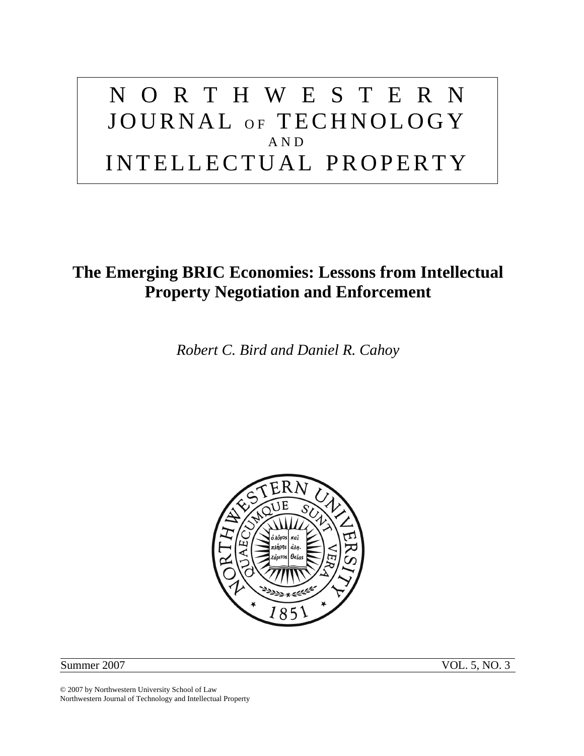# NORTHWESTERN JOURNAL OF TECHNOLOGY AND INTELLECTUAL PROPERTY

## The Emerging BRIC Economies: Lessons from Intellectual Property Negotiation and Enforcement

*Robert C. Bird and Daniel R. Cahoy*

Summer 2007 VOL. 5, NO. 3

© 2007 by Northwestern University School of Law
Northwestern Journal of Technology and Intellectual Property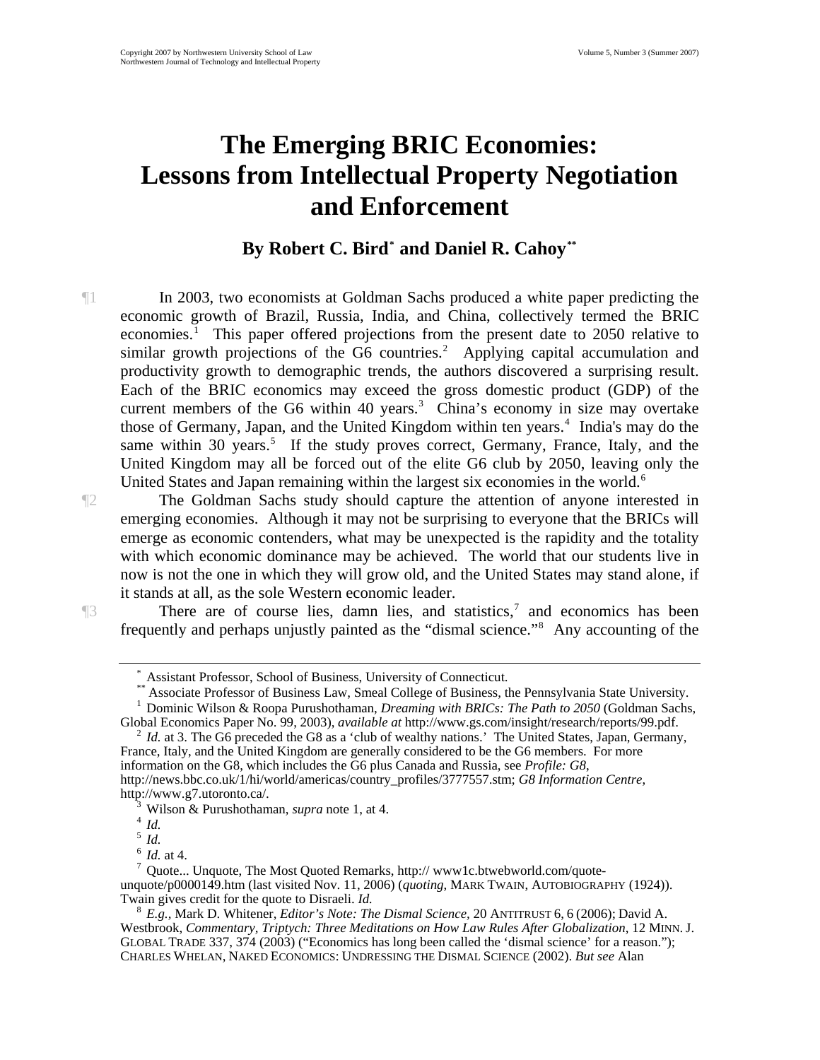# The Emerging BRIC Economies: Lessons from Intellectual Property Negotiation and Enforcement

### By Robert C. Bird[*] and Daniel R. Cahoy[**]

¶1 In 2003, two economists at Goldman Sachs produced a white paper predicting the economic growth of Brazil, Russia, India, and China, collectively termed the BRIC economies.[1] This paper offered projections from the present date to 2050 relative to similar growth projections of the G6 countries.[2] Applying capital accumulation and productivity growth to demographic trends, the authors discovered a surprising result. Each of the BRIC economics may exceed the gross domestic product (GDP) of the current members of the G6 within 40 years.[3] China's economy in size may overtake those of Germany, Japan, and the United Kingdom within ten years.[4] India's may do the same within 30 years.[5] If the study proves correct, Germany, France, Italy, and the United Kingdom may all be forced out of the elite G6 club by 2050, leaving only the United States and Japan remaining within the largest six economies in the world.[6]

¶2 The Goldman Sachs study should capture the attention of anyone interested in emerging economies. Although it may not be surprising to everyone that the BRICs will emerge as economic contenders, what may be unexpected is the rapidity and the totality with which economic dominance may be achieved. The world that our students live in now is not the one in which they will grow old, and the United States may stand alone, if it stands at all, as the sole Western economic leader.

¶3 There are of course lies, damn lies, and statistics,[7] and economics has been frequently and perhaps unjustly painted as the "dismal science."[8] Any accounting of the

---

[*] Assistant Professor, School of Business, University of Connecticut.

[**] Associate Professor of Business Law, Smeal College of Business, the Pennsylvania State University.

[1] Dominic Wilson & Roopa Purushothaman, *Dreaming with BRICs: The Path to 2050* (Goldman Sachs, Global Economics Paper No. 99, 2003), *available at* http://www.gs.com/insight/research/reports/99.pdf.

[2] *Id.* at 3. The G6 preceded the G8 as a 'club of wealthy nations.' The United States, Japan, Germany, France, Italy, and the United Kingdom are generally considered to be the G6 members. For more information on the G8, which includes the G6 plus Canada and Russia, see *Profile: G8*, http://news.bbc.co.uk/1/hi/world/americas/country_profiles/3777557.stm; *G8 Information Centre*, http://www.g7.utoronto.ca/.

[3] Wilson & Purushothaman, *supra* note 1, at 4.

[4] *Id.*

[5] *Id.*

[6] *Id.* at 4.

[7] Quote... Unquote, The Most Quoted Remarks, http:// www1c.btwebworld.com/quote-unquote/p0000149.htm (last visited Nov. 11, 2006) (*quoting*, MARK TWAIN, AUTOBIOGRAPHY (1924)). Twain gives credit for the quote to Disraeli. *Id.*

[8] *E.g.*, Mark D. Whitener, *Editor's Note: The Dismal Science*, 20 ANTITRUST 6, 6 (2006); David A. Westbrook, *Commentary, Triptych: Three Meditations on How Law Rules After Globalization*, 12 MINN. J. GLOBAL TRADE 337, 374 (2003) ("Economics has long been called the 'dismal science' for a reason."); CHARLES WHELAN, NAKED ECONOMICS: UNDRESSING THE DISMAL SCIENCE (2002). *But see* Alan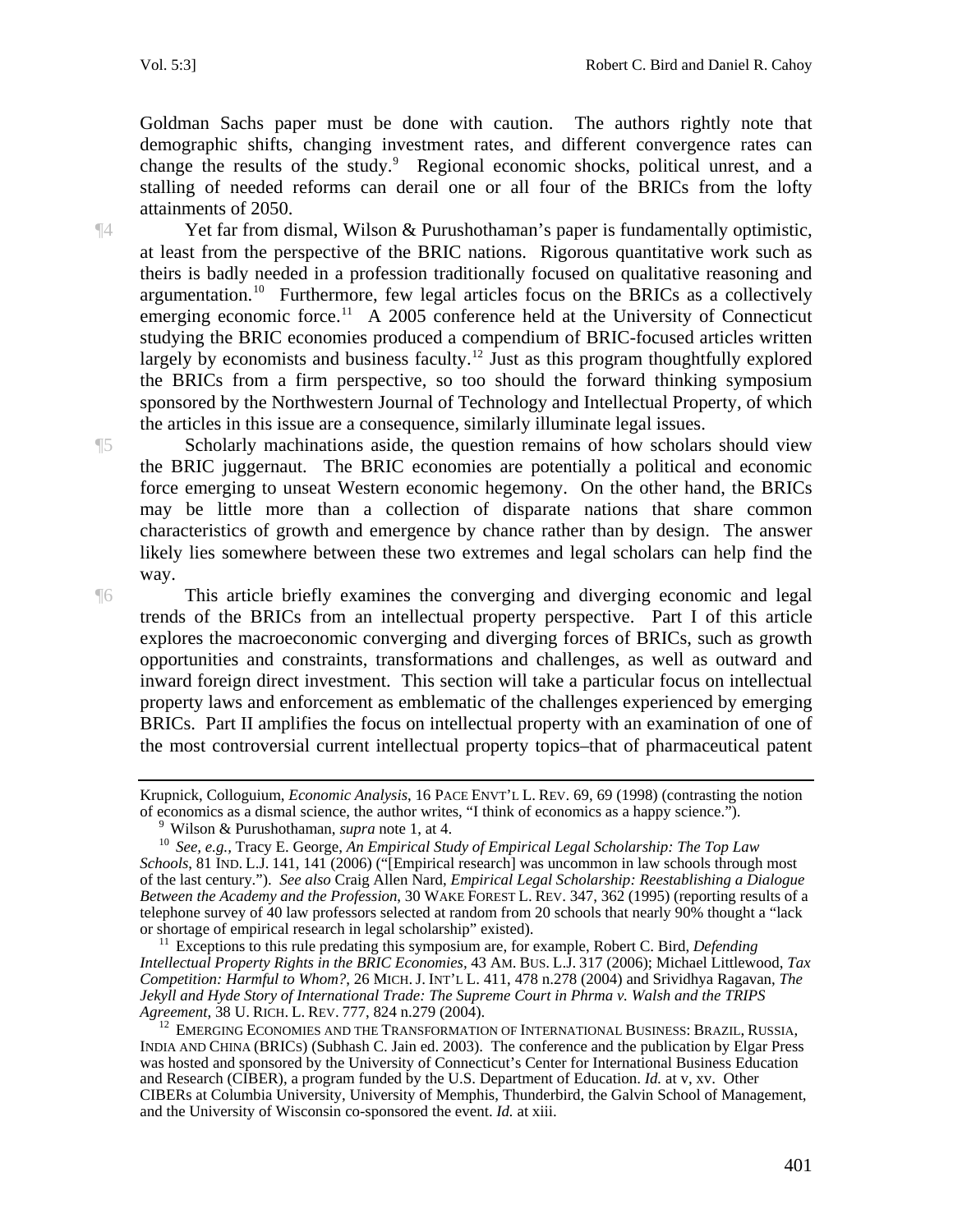Goldman Sachs paper must be done with caution. The authors rightly note that demographic shifts, changing investment rates, and different convergence rates can change the results of the study.[9] Regional economic shocks, political unrest, and a stalling of needed reforms can derail one or all four of the BRICs from the lofty attainments of 2050.

¶4 Yet far from dismal, Wilson & Purushothaman's paper is fundamentally optimistic, at least from the perspective of the BRIC nations. Rigorous quantitative work such as theirs is badly needed in a profession traditionally focused on qualitative reasoning and argumentation.[10] Furthermore, few legal articles focus on the BRICs as a collectively emerging economic force.[11] A 2005 conference held at the University of Connecticut studying the BRIC economies produced a compendium of BRIC-focused articles written largely by economists and business faculty.[12] Just as this program thoughtfully explored the BRICs from a firm perspective, so too should the forward thinking symposium sponsored by the Northwestern Journal of Technology and Intellectual Property, of which the articles in this issue are a consequence, similarly illuminate legal issues.

¶5 Scholarly machinations aside, the question remains of how scholars should view the BRIC juggernaut. The BRIC economies are potentially a political and economic force emerging to unseat Western economic hegemony. On the other hand, the BRICs may be little more than a collection of disparate nations that share common characteristics of growth and emergence by chance rather than by design. The answer likely lies somewhere between these two extremes and legal scholars can help find the way.

¶6 This article briefly examines the converging and diverging economic and legal trends of the BRICs from an intellectual property perspective. Part I of this article explores the macroeconomic converging and diverging forces of BRICs, such as growth opportunities and constraints, transformations and challenges, as well as outward and inward foreign direct investment. This section will take a particular focus on intellectual property laws and enforcement as emblematic of the challenges experienced by emerging BRICs. Part II amplifies the focus on intellectual property with an examination of one of the most controversial current intellectual property topics–that of pharmaceutical patent

---

Krupnick, Colloguium, *Economic Analysis*, 16 PACE ENVT'L L. REV. 69, 69 (1998) (contrasting the notion of economics as a dismal science, the author writes, "I think of economics as a happy science.").

[9] Wilson & Purushothaman, *supra* note 1, at 4.

[10] *See, e.g.*, Tracy E. George, *An Empirical Study of Empirical Legal Scholarship: The Top Law Schools*, 81 IND. L.J. 141, 141 (2006) ("[Empirical research] was uncommon in law schools through most of the last century."). *See also* Craig Allen Nard, *Empirical Legal Scholarship: Reestablishing a Dialogue Between the Academy and the Profession*, 30 WAKE FOREST L. REV. 347, 362 (1995) (reporting results of a telephone survey of 40 law professors selected at random from 20 schools that nearly 90% thought a "lack or shortage of empirical research in legal scholarship" existed).

[11] Exceptions to this rule predating this symposium are, for example, Robert C. Bird, *Defending Intellectual Property Rights in the BRIC Economies,* 43 AM. BUS. L.J. 317 (2006); Michael Littlewood, *Tax Competition: Harmful to Whom?*, 26 MICH. J. INT'L L. 411, 478 n.278 (2004) and Srividhya Ragavan, *The Jekyll and Hyde Story of International Trade: The Supreme Court in Phrma v. Walsh and the TRIPS Agreement*, 38 U. RICH. L. REV. 777, 824 n.279 (2004).

[12] EMERGING ECONOMIES AND THE TRANSFORMATION OF INTERNATIONAL BUSINESS: BRAZIL, RUSSIA, INDIA AND CHINA (BRICS) (Subhash C. Jain ed. 2003). The conference and the publication by Elgar Press was hosted and sponsored by the University of Connecticut's Center for International Business Education and Research (CIBER), a program funded by the U.S. Department of Education. *Id.* at v, xv. Other CIBERs at Columbia University, University of Memphis, Thunderbird, the Galvin School of Management, and the University of Wisconsin co-sponsored the event. *Id.* at xiii.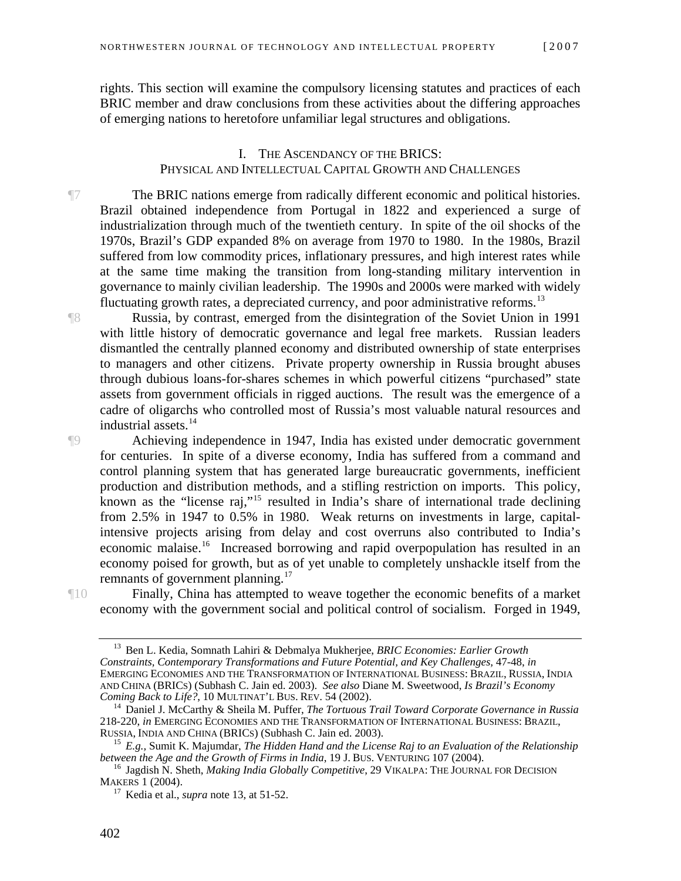rights. This section will examine the compulsory licensing statutes and practices of each BRIC member and draw conclusions from these activities about the differing approaches of emerging nations to heretofore unfamiliar legal structures and obligations.

## I. THE ASCENDANCY OF THE BRICS: PHYSICAL AND INTELLECTUAL CAPITAL GROWTH AND CHALLENGES

¶7 The BRIC nations emerge from radically different economic and political histories. Brazil obtained independence from Portugal in 1822 and experienced a surge of industrialization through much of the twentieth century. In spite of the oil shocks of the 1970s, Brazil's GDP expanded 8% on average from 1970 to 1980. In the 1980s, Brazil suffered from low commodity prices, inflationary pressures, and high interest rates while at the same time making the transition from long-standing military intervention in governance to mainly civilian leadership. The 1990s and 2000s were marked with widely fluctuating growth rates, a depreciated currency, and poor administrative reforms.[13]

¶8 Russia, by contrast, emerged from the disintegration of the Soviet Union in 1991 with little history of democratic governance and legal free markets. Russian leaders dismantled the centrally planned economy and distributed ownership of state enterprises to managers and other citizens. Private property ownership in Russia brought abuses through dubious loans-for-shares schemes in which powerful citizens "purchased" state assets from government officials in rigged auctions. The result was the emergence of a cadre of oligarchs who controlled most of Russia's most valuable natural resources and industrial assets.[14]

¶9 Achieving independence in 1947, India has existed under democratic government for centuries. In spite of a diverse economy, India has suffered from a command and control planning system that has generated large bureaucratic governments, inefficient production and distribution methods, and a stifling restriction on imports. This policy, known as the "license raj,"[15] resulted in India's share of international trade declining from 2.5% in 1947 to 0.5% in 1980. Weak returns on investments in large, capital-intensive projects arising from delay and cost overruns also contributed to India's economic malaise.[16] Increased borrowing and rapid overpopulation has resulted in an economy poised for growth, but as of yet unable to completely unshackle itself from the remnants of government planning.[17]

¶10 Finally, China has attempted to weave together the economic benefits of a market economy with the government social and political control of socialism. Forged in 1949,

---

[13] Ben L. Kedia, Somnath Lahiri & Debmalya Mukherjee, *BRIC Economies: Earlier Growth Constraints, Contemporary Transformations and Future Potential, and Key Challenges*, 47-48, *in* EMERGING ECONOMIES AND THE TRANSFORMATION OF INTERNATIONAL BUSINESS: BRAZIL, RUSSIA, INDIA AND CHINA (BRICS) (Subhash C. Jain ed. 2003). *See also* Diane M. Sweetwood, *Is Brazil's Economy Coming Back to Life?*, 10 MULTINAT'L BUS. REV. 54 (2002).

[14] Daniel J. McCarthy & Sheila M. Puffer, *The Tortuous Trail Toward Corporate Governance in Russia* 218-220, *in* EMERGING ECONOMIES AND THE TRANSFORMATION OF INTERNATIONAL BUSINESS: BRAZIL, RUSSIA, INDIA AND CHINA (BRICS) (Subhash C. Jain ed. 2003).

[15] *E.g.*, Sumit K. Majumdar, *The Hidden Hand and the License Raj to an Evaluation of the Relationship between the Age and the Growth of Firms in India*, 19 J. BUS. VENTURING 107 (2004).

[16] Jagdish N. Sheth, *Making India Globally Competitive*, 29 VIKALPA: THE JOURNAL FOR DECISION MAKERS 1 (2004).

[17] Kedia et al., *supra* note 13, at 51-52.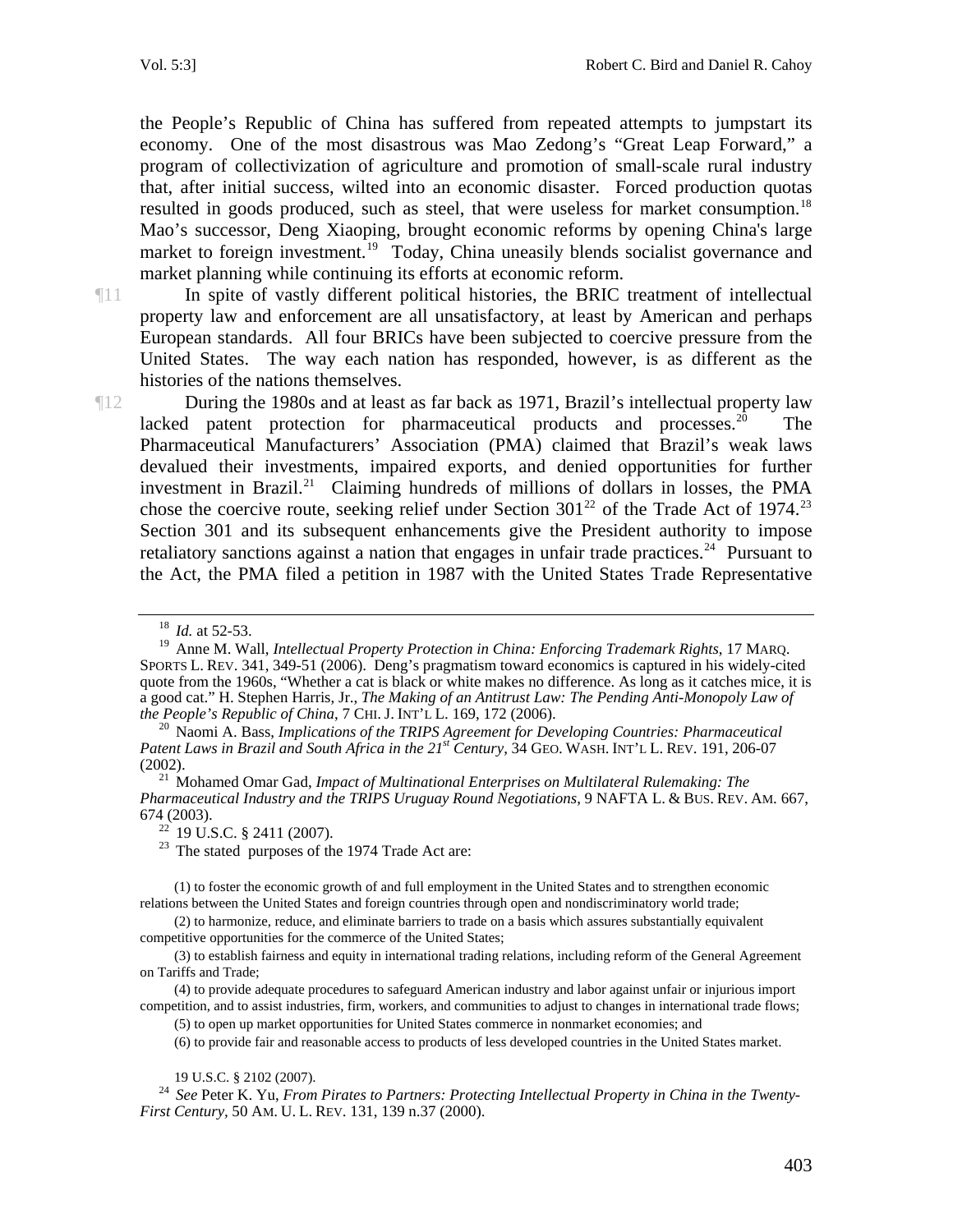the People's Republic of China has suffered from repeated attempts to jumpstart its economy. One of the most disastrous was Mao Zedong's "Great Leap Forward," a program of collectivization of agriculture and promotion of small-scale rural industry that, after initial success, wilted into an economic disaster. Forced production quotas resulted in goods produced, such as steel, that were useless for market consumption.[18] Mao's successor, Deng Xiaoping, brought economic reforms by opening China's large market to foreign investment.[19] Today, China uneasily blends socialist governance and market planning while continuing its efforts at economic reform.

¶11 In spite of vastly different political histories, the BRIC treatment of intellectual property law and enforcement are all unsatisfactory, at least by American and perhaps European standards. All four BRICs have been subjected to coercive pressure from the United States. The way each nation has responded, however, is as different as the histories of the nations themselves.

¶12 During the 1980s and at least as far back as 1971, Brazil's intellectual property law lacked patent protection for pharmaceutical products and processes.[20] The Pharmaceutical Manufacturers' Association (PMA) claimed that Brazil's weak laws devalued their investments, impaired exports, and denied opportunities for further investment in Brazil.[21] Claiming hundreds of millions of dollars in losses, the PMA chose the coercive route, seeking relief under Section 301[22] of the Trade Act of 1974.[23] Section 301 and its subsequent enhancements give the President authority to impose retaliatory sanctions against a nation that engages in unfair trade practices.[24] Pursuant to the Act, the PMA filed a petition in 1987 with the United States Trade Representative

---

[18] *Id.* at 52-53.

[19] Anne M. Wall, *Intellectual Property Protection in China: Enforcing Trademark Rights*, 17 MARQ. SPORTS L. REV. 341, 349-51 (2006). Deng's pragmatism toward economics is captured in his widely-cited quote from the 1960s, "Whether a cat is black or white makes no difference. As long as it catches mice, it is a good cat." H. Stephen Harris, Jr., *The Making of an Antitrust Law: The Pending Anti-Monopoly Law of the People's Republic of China*, 7 CHI. J. INT'L L. 169, 172 (2006).

[20] Naomi A. Bass, *Implications of the TRIPS Agreement for Developing Countries: Pharmaceutical Patent Laws in Brazil and South Africa in the 21st Century*, 34 GEO. WASH. INT'L L. REV. 191, 206-07 (2002).

[21] Mohamed Omar Gad, *Impact of Multinational Enterprises on Multilateral Rulemaking: The Pharmaceutical Industry and the TRIPS Uruguay Round Negotiations*, 9 NAFTA L. & BUS. REV. AM. 667, 674 (2003).

[22] 19 U.S.C. § 2411 (2007).

[23] The stated purposes of the 1974 Trade Act are:

> (1) to foster the economic growth of and full employment in the United States and to strengthen economic relations between the United States and foreign countries through open and nondiscriminatory world trade;
>
> (2) to harmonize, reduce, and eliminate barriers to trade on a basis which assures substantially equivalent competitive opportunities for the commerce of the United States;
>
> (3) to establish fairness and equity in international trading relations, including reform of the General Agreement on Tariffs and Trade;
>
> (4) to provide adequate procedures to safeguard American industry and labor against unfair or injurious import competition, and to assist industries, firm, workers, and communities to adjust to changes in international trade flows;
>
> (5) to open up market opportunities for United States commerce in nonmarket economies; and
>
> (6) to provide fair and reasonable access to products of less developed countries in the United States market.

19 U.S.C. § 2102 (2007).

[24] *See* Peter K. Yu, *From Pirates to Partners: Protecting Intellectual Property in China in the Twenty-First Century*, 50 AM. U. L. REV. 131, 139 n.37 (2000).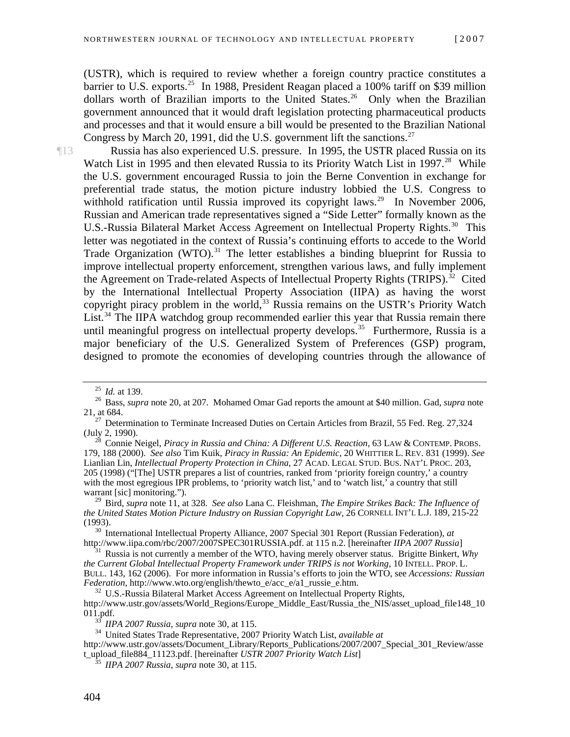(USTR), which is required to review whether a foreign country practice constitutes a barrier to U.S. exports.[25] In 1988, President Reagan placed a 100% tariff on $39 million dollars worth of Brazilian imports to the United States.[26] Only when the Brazilian government announced that it would draft legislation protecting pharmaceutical products and processes and that it would ensure a bill would be presented to the Brazilian National Congress by March 20, 1991, did the U.S. government lift the sanctions.[27]

¶13 Russia has also experienced U.S. pressure. In 1995, the USTR placed Russia on its Watch List in 1995 and then elevated Russia to its Priority Watch List in 1997.[28] While the U.S. government encouraged Russia to join the Berne Convention in exchange for preferential trade status, the motion picture industry lobbied the U.S. Congress to withhold ratification until Russia improved its copyright laws.[29] In November 2006, Russian and American trade representatives signed a "Side Letter" formally known as the U.S.-Russia Bilateral Market Access Agreement on Intellectual Property Rights.[30] This letter was negotiated in the context of Russia's continuing efforts to accede to the World Trade Organization (WTO).[31] The letter establishes a binding blueprint for Russia to improve intellectual property enforcement, strengthen various laws, and fully implement the Agreement on Trade-related Aspects of Intellectual Property Rights (TRIPS).[32] Cited by the International Intellectual Property Association (IIPA) as having the worst copyright piracy problem in the world,[33] Russia remains on the USTR's Priority Watch List.[34] The IIPA watchdog group recommended earlier this year that Russia remain there until meaningful progress on intellectual property develops.[35] Furthermore, Russia is a major beneficiary of the U.S. Generalized System of Preferences (GSP) program, designed to promote the economies of developing countries through the allowance of

---

[25] *Id.* at 139.

[26] Bass, *supra* note 20, at 207. Mohamed Omar Gad reports the amount at $40 million. Gad, *supra* note 21, at 684.

[27] Determination to Terminate Increased Duties on Certain Articles from Brazil, 55 Fed. Reg. 27,324 (July 2, 1990).

[28] Connie Neigel, *Piracy in Russia and China: A Different U.S. Reaction*, 63 LAW & CONTEMP. PROBS. 179, 188 (2000). *See also* Tim Kuik, *Piracy in Russia: An Epidemic*, 20 WHITTIER L. REV. 831 (1999). *See* Lianlian Lin, *Intellectual Property Protection in China*, 27 ACAD. LEGAL STUD. BUS. NAT'L PROC. 203, 205 (1998) ("[The] USTR prepares a list of countries, ranked from 'priority foreign country,' a country with the most egregious IPR problems, to 'priority watch list,' and to 'watch list,' a country that still warrant [sic] monitoring.").

[29] Bird, *supra* note 11, at 328. *See also* Lana C. Fleishman, *The Empire Strikes Back: The Influence of the United States Motion Picture Industry on Russian Copyright Law*, 26 CORNELL INT'L L.J. 189, 215-22 (1993).

[30] International Intellectual Property Alliance, 2007 Special 301 Report (Russian Federation), *at* http://www.iipa.com/rbc/2007/2007SPEC301RUSSIA.pdf. at 115 n.2. [hereinafter *IIPA 2007 Russia*]

[31] Russia is not currently a member of the WTO, having merely observer status. Brigitte Binkert, *Why the Current Global Intellectual Property Framework under TRIPS is not Working*, 10 INTELL. PROP. L. BULL. 143, 162 (2006). For more information in Russia's efforts to join the WTO, see *Accessions: Russian Federation*, http://www.wto.org/english/thewto_e/acc_e/a1_russie_e.htm.

[32] U.S.-Russia Bilateral Market Access Agreement on Intellectual Property Rights, http://www.ustr.gov/assets/World_Regions/Europe_Middle_East/Russia_the_NIS/asset_upload_file148_10011.pdf.

[33] *IIPA 2007 Russia*, *supra* note 30, at 115.

[34] United States Trade Representative, 2007 Priority Watch List, *available at* http://www.ustr.gov/assets/Document_Library/Reports_Publications/2007/2007_Special_301_Review/asset_upload_file884_11123.pdf. [hereinafter *USTR 2007 Priority Watch List*]

[35] *IIPA 2007 Russia*, *supra* note 30, at 115.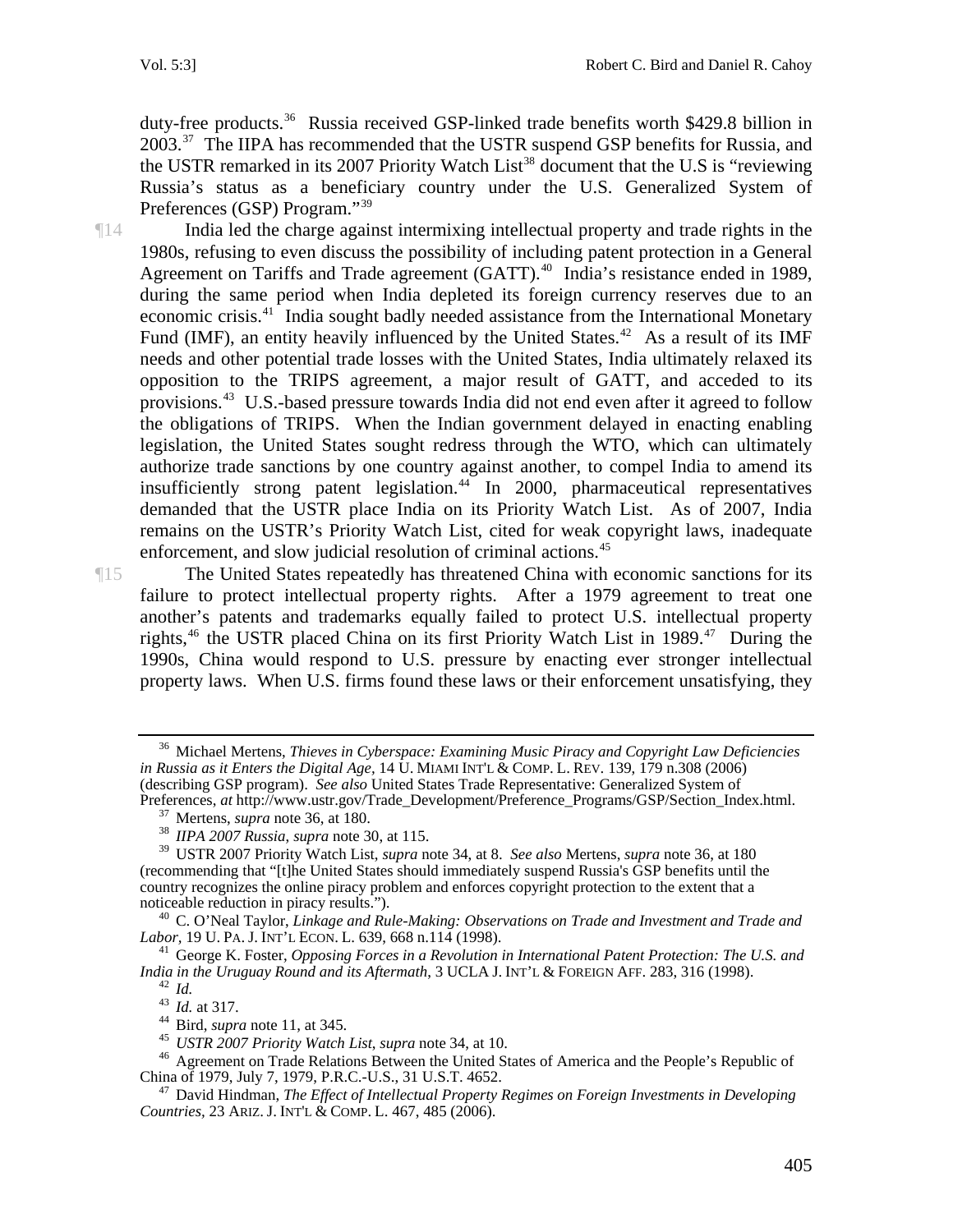duty-free products.[36] Russia received GSP-linked trade benefits worth $429.8 billion in 2003.[37] The IIPA has recommended that the USTR suspend GSP benefits for Russia, and the USTR remarked in its 2007 Priority Watch List[38] document that the U.S is "reviewing Russia's status as a beneficiary country under the U.S. Generalized System of Preferences (GSP) Program."[39]

¶14 India led the charge against intermixing intellectual property and trade rights in the 1980s, refusing to even discuss the possibility of including patent protection in a General Agreement on Tariffs and Trade agreement (GATT).[40] India's resistance ended in 1989, during the same period when India depleted its foreign currency reserves due to an economic crisis.[41] India sought badly needed assistance from the International Monetary Fund (IMF), an entity heavily influenced by the United States.[42] As a result of its IMF needs and other potential trade losses with the United States, India ultimately relaxed its opposition to the TRIPS agreement, a major result of GATT, and acceded to its provisions.[43] U.S.-based pressure towards India did not end even after it agreed to follow the obligations of TRIPS. When the Indian government delayed in enacting enabling legislation, the United States sought redress through the WTO, which can ultimately authorize trade sanctions by one country against another, to compel India to amend its insufficiently strong patent legislation.[44] In 2000, pharmaceutical representatives demanded that the USTR place India on its Priority Watch List. As of 2007, India remains on the USTR's Priority Watch List, cited for weak copyright laws, inadequate enforcement, and slow judicial resolution of criminal actions.[45]

¶15 The United States repeatedly has threatened China with economic sanctions for its failure to protect intellectual property rights. After a 1979 agreement to treat one another's patents and trademarks equally failed to protect U.S. intellectual property rights,[46] the USTR placed China on its first Priority Watch List in 1989.[47] During the 1990s, China would respond to U.S. pressure by enacting ever stronger intellectual property laws. When U.S. firms found these laws or their enforcement unsatisfying, they

---

[36] Michael Mertens, *Thieves in Cyberspace: Examining Music Piracy and Copyright Law Deficiencies in Russia as it Enters the Digital Age*, 14 U. MIAMI INT'L & COMP. L. REV. 139, 179 n.308 (2006) (describing GSP program). *See also* United States Trade Representative: Generalized System of Preferences, *at* http://www.ustr.gov/Trade_Development/Preference_Programs/GSP/Section_Index.html.

[37] Mertens, *supra* note 36, at 180.

[38] *IIPA 2007 Russia*, *supra* note 30, at 115.

[39] USTR 2007 Priority Watch List, *supra* note 34, at 8. *See also* Mertens, *supra* note 36, at 180 (recommending that "[t]he United States should immediately suspend Russia's GSP benefits until the country recognizes the online piracy problem and enforces copyright protection to the extent that a noticeable reduction in piracy results.").

[40] C. O'Neal Taylor, *Linkage and Rule-Making: Observations on Trade and Investment and Trade and Labor*, 19 U. PA. J. INT'L ECON. L. 639, 668 n.114 (1998).

[41] George K. Foster, *Opposing Forces in a Revolution in International Patent Protection: The U.S. and India in the Uruguay Round and its Aftermath*, 3 UCLA J. INT'L & FOREIGN AFF. 283, 316 (1998).

[42] *Id.*

[43] *Id.* at 317.

[44] Bird, *supra* note 11, at 345.

[45] *USTR 2007 Priority Watch List*, *supra* note 34, at 10.

[46] Agreement on Trade Relations Between the United States of America and the People's Republic of China of 1979, July 7, 1979, P.R.C.-U.S., 31 U.S.T. 4652.

[47] David Hindman, *The Effect of Intellectual Property Regimes on Foreign Investments in Developing Countries*, 23 ARIZ. J. INT'L & COMP. L. 467, 485 (2006).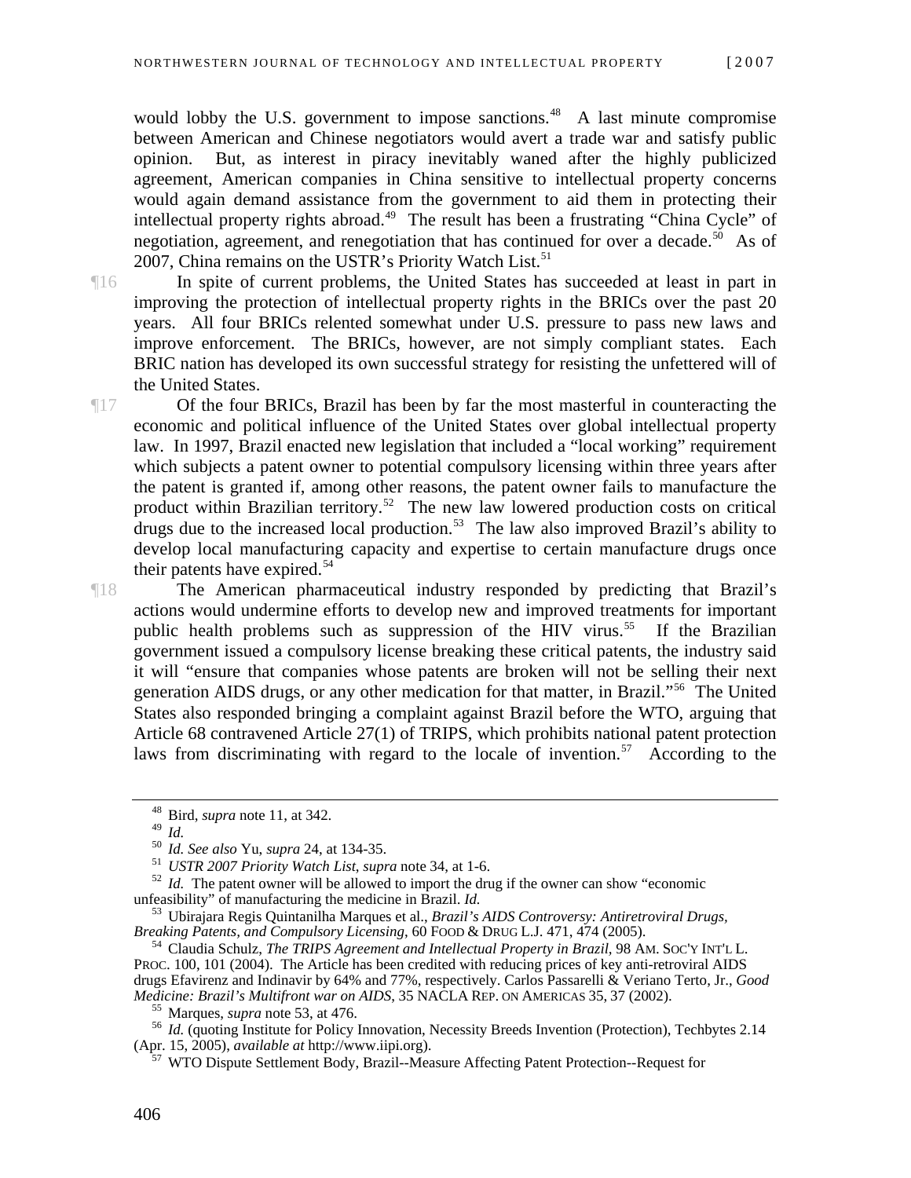would lobby the U.S. government to impose sanctions.[48] A last minute compromise between American and Chinese negotiators would avert a trade war and satisfy public opinion. But, as interest in piracy inevitably waned after the highly publicized agreement, American companies in China sensitive to intellectual property concerns would again demand assistance from the government to aid them in protecting their intellectual property rights abroad.[49] The result has been a frustrating "China Cycle" of negotiation, agreement, and renegotiation that has continued for over a decade.[50] As of 2007, China remains on the USTR's Priority Watch List.[51]

¶16 In spite of current problems, the United States has succeeded at least in part in improving the protection of intellectual property rights in the BRICs over the past 20 years. All four BRICs relented somewhat under U.S. pressure to pass new laws and improve enforcement. The BRICs, however, are not simply compliant states. Each BRIC nation has developed its own successful strategy for resisting the unfettered will of the United States.

¶17 Of the four BRICs, Brazil has been by far the most masterful in counteracting the economic and political influence of the United States over global intellectual property law. In 1997, Brazil enacted new legislation that included a "local working" requirement which subjects a patent owner to potential compulsory licensing within three years after the patent is granted if, among other reasons, the patent owner fails to manufacture the product within Brazilian territory.[52] The new law lowered production costs on critical drugs due to the increased local production.[53] The law also improved Brazil's ability to develop local manufacturing capacity and expertise to certain manufacture drugs once their patents have expired.[54]

¶18 The American pharmaceutical industry responded by predicting that Brazil's actions would undermine efforts to develop new and improved treatments for important public health problems such as suppression of the HIV virus.[55] If the Brazilian government issued a compulsory license breaking these critical patents, the industry said it will "ensure that companies whose patents are broken will not be selling their next generation AIDS drugs, or any other medication for that matter, in Brazil."[56] The United States also responded bringing a complaint against Brazil before the WTO, arguing that Article 68 contravened Article 27(1) of TRIPS, which prohibits national patent protection laws from discriminating with regard to the locale of invention.[57] According to the

---

[48] Bird, *supra* note 11, at 342.

[49] *Id.*

[50] *Id. See also* Yu, *supra* 24, at 134-35.

[51] *USTR 2007 Priority Watch List*, *supra* note 34, at 1-6.

[52] *Id.* The patent owner will be allowed to import the drug if the owner can show "economic unfeasibility" of manufacturing the medicine in Brazil. *Id.*

[53] Ubirajara Regis Quintanilha Marques et al., *Brazil's AIDS Controversy: Antiretroviral Drugs, Breaking Patents, and Compulsory Licensing*, 60 FOOD & DRUG L.J. 471, 474 (2005).

[54] Claudia Schulz, *The TRIPS Agreement and Intellectual Property in Brazil*, 98 AM. SOC'Y INT'L L. PROC. 100, 101 (2004). The Article has been credited with reducing prices of key anti-retroviral AIDS drugs Efavirenz and Indinavir by 64% and 77%, respectively. Carlos Passarelli & Veriano Terto, Jr., *Good Medicine: Brazil's Multifront war on AIDS*, 35 NACLA REP. ON AMERICAS 35, 37 (2002).

[55] Marques, *supra* note 53, at 476.

[56] *Id.* (quoting Institute for Policy Innovation, Necessity Breeds Invention (Protection), Techbytes 2.14 (Apr. 15, 2005), *available at* http://www.iipi.org).

[57] WTO Dispute Settlement Body, Brazil--Measure Affecting Patent Protection--Request for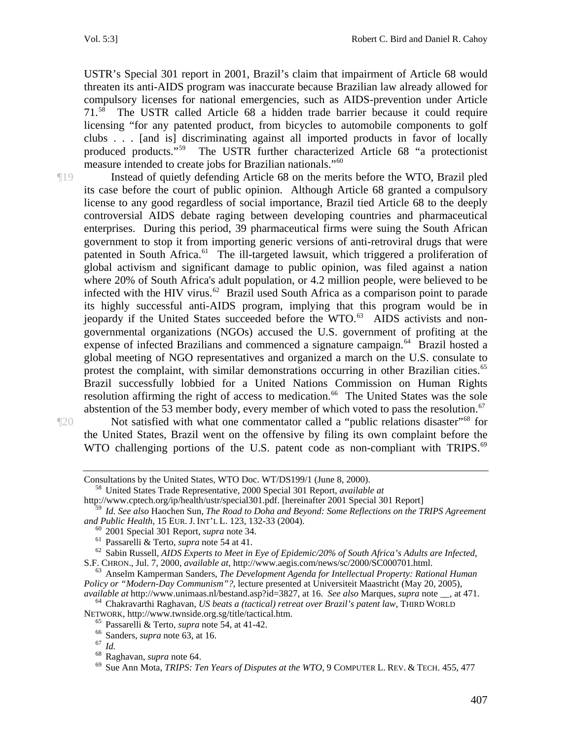USTR's Special 301 report in 2001, Brazil's claim that impairment of Article 68 would threaten its anti-AIDS program was inaccurate because Brazilian law already allowed for compulsory licenses for national emergencies, such as AIDS-prevention under Article 71.[58] The USTR called Article 68 a hidden trade barrier because it could require licensing "for any patented product, from bicycles to automobile components to golf clubs . . . [and is] discriminating against all imported products in favor of locally produced products."[59] The USTR further characterized Article 68 "a protectionist measure intended to create jobs for Brazilian nationals."[60]

¶19 Instead of quietly defending Article 68 on the merits before the WTO, Brazil pled its case before the court of public opinion. Although Article 68 granted a compulsory license to any good regardless of social importance, Brazil tied Article 68 to the deeply controversial AIDS debate raging between developing countries and pharmaceutical enterprises. During this period, 39 pharmaceutical firms were suing the South African government to stop it from importing generic versions of anti-retroviral drugs that were patented in South Africa.[61] The ill-targeted lawsuit, which triggered a proliferation of global activism and significant damage to public opinion, was filed against a nation where 20% of South Africa's adult population, or 4.2 million people, were believed to be infected with the HIV virus.[62] Brazil used South Africa as a comparison point to parade its highly successful anti-AIDS program, implying that this program would be in jeopardy if the United States succeeded before the WTO.[63] AIDS activists and non-governmental organizations (NGOs) accused the U.S. government of profiting at the expense of infected Brazilians and commenced a signature campaign.[64] Brazil hosted a global meeting of NGO representatives and organized a march on the U.S. consulate to protest the complaint, with similar demonstrations occurring in other Brazilian cities.[65] Brazil successfully lobbied for a United Nations Commission on Human Rights resolution affirming the right of access to medication.[66] The United States was the sole abstention of the 53 member body, every member of which voted to pass the resolution.[67]

¶20 Not satisfied with what one commentator called a "public relations disaster"[68] for the United States, Brazil went on the offensive by filing its own complaint before the WTO challenging portions of the U.S. patent code as non-compliant with TRIPS.[69]

---

Consultations by the United States, WTO Doc. WT/DS199/1 (June 8, 2000).

[58] United States Trade Representative, 2000 Special 301 Report, *available at* http://www.cptech.org/ip/health/ustr/special301.pdf. [hereinafter 2001 Special 301 Report]

[59] *Id. See also* Haochen Sun, *The Road to Doha and Beyond: Some Reflections on the TRIPS Agreement and Public Health*, 15 EUR. J. INT'L L. 123, 132-33 (2004).

[60] 2001 Special 301 Report, *supra* note 34.

[61] Passarelli & Terto, *supra* note 54 at 41.

[62] Sabin Russell, *AIDS Experts to Meet in Eye of Epidemic/20% of South Africa's Adults are Infected*, S.F. CHRON., Jul. 7, 2000, *available at*, http://www.aegis.com/news/sc/2000/SC000701.html.

[63] Anselm Kamperman Sanders, *The Development Agenda for Intellectual Property: Rational Human Policy or "Modern-Day Communism"?*, lecture presented at Universiteit Maastricht (May 20, 2005), *available at* http://www.unimaas.nl/bestand.asp?id=3827, at 16. *See also* Marques, *supra* note __, at 471.

[64] Chakravarthi Raghavan, *US beats a (tactical) retreat over Brazil's patent law*, THIRD WORLD NETWORK, http://www.twnside.org.sg/title/tactical.htm.

[65] Passarelli & Terto, *supra* note 54, at 41-42.

[66] Sanders, *supra* note 63, at 16.

[67] *Id.*

[68] Raghavan, *supra* note 64.

[69] Sue Ann Mota, *TRIPS: Ten Years of Disputes at the WTO*, 9 COMPUTER L. REV. & TECH. 455, 477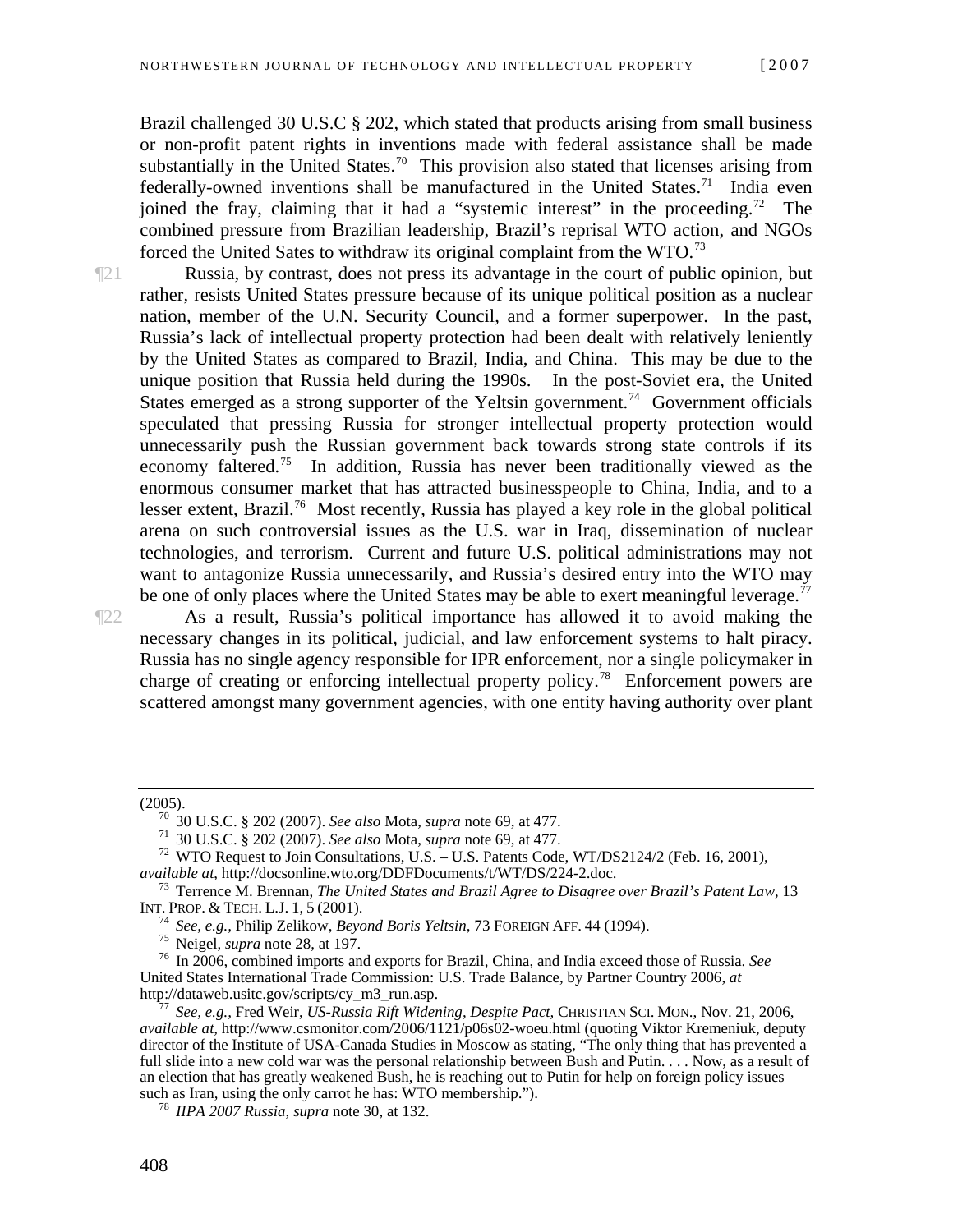Brazil challenged 30 U.S.C § 202, which stated that products arising from small business or non-profit patent rights in inventions made with federal assistance shall be made substantially in the United States.[70] This provision also stated that licenses arising from federally-owned inventions shall be manufactured in the United States.[71] India even joined the fray, claiming that it had a "systemic interest" in the proceeding.[72] The combined pressure from Brazilian leadership, Brazil's reprisal WTO action, and NGOs forced the United Sates to withdraw its original complaint from the WTO.[73]

¶21 Russia, by contrast, does not press its advantage in the court of public opinion, but rather, resists United States pressure because of its unique political position as a nuclear nation, member of the U.N. Security Council, and a former superpower. In the past, Russia's lack of intellectual property protection had been dealt with relatively leniently by the United States as compared to Brazil, India, and China. This may be due to the unique position that Russia held during the 1990s. In the post-Soviet era, the United States emerged as a strong supporter of the Yeltsin government.[74] Government officials speculated that pressing Russia for stronger intellectual property protection would unnecessarily push the Russian government back towards strong state controls if its economy faltered.[75] In addition, Russia has never been traditionally viewed as the enormous consumer market that has attracted businesspeople to China, India, and to a lesser extent, Brazil.[76] Most recently, Russia has played a key role in the global political arena on such controversial issues as the U.S. war in Iraq, dissemination of nuclear technologies, and terrorism. Current and future U.S. political administrations may not want to antagonize Russia unnecessarily, and Russia's desired entry into the WTO may be one of only places where the United States may be able to exert meaningful leverage.[77]

¶22 As a result, Russia's political importance has allowed it to avoid making the necessary changes in its political, judicial, and law enforcement systems to halt piracy. Russia has no single agency responsible for IPR enforcement, nor a single policymaker in charge of creating or enforcing intellectual property policy.[78] Enforcement powers are scattered amongst many government agencies, with one entity having authority over plant

---

(2005).

[70] 30 U.S.C. § 202 (2007). *See also* Mota, *supra* note 69, at 477.

[71] 30 U.S.C. § 202 (2007). *See also* Mota, *supra* note 69, at 477.

[72] WTO Request to Join Consultations, U.S. – U.S. Patents Code, WT/DS2124/2 (Feb. 16, 2001), *available at*, http://docsonline.wto.org/DDFDocuments/t/WT/DS/224-2.doc.

[73] Terrence M. Brennan, *The United States and Brazil Agree to Disagree over Brazil's Patent Law*, 13 INT. PROP. & TECH. L.J. 1, 5 (2001).

[74] *See, e.g.,* Philip Zelikow, *Beyond Boris Yeltsin*, 73 FOREIGN AFF. 44 (1994).

[75] Neigel, *supra* note 28, at 197.

[76] In 2006, combined imports and exports for Brazil, China, and India exceed those of Russia. *See* United States International Trade Commission: U.S. Trade Balance, by Partner Country 2006, *at* http://dataweb.usitc.gov/scripts/cy_m3_run.asp.

[77] *See, e.g.,* Fred Weir, *US-Russia Rift Widening, Despite Pact*, CHRISTIAN SCI. MON., Nov. 21, 2006, *available at*, http://www.csmonitor.com/2006/1121/p06s02-woeu.html (quoting Viktor Kremeniuk, deputy director of the Institute of USA-Canada Studies in Moscow as stating, "The only thing that has prevented a full slide into a new cold war was the personal relationship between Bush and Putin. . . . Now, as a result of an election that has greatly weakened Bush, he is reaching out to Putin for help on foreign policy issues such as Iran, using the only carrot he has: WTO membership.").

[78] *IIPA 2007 Russia*, *supra* note 30, at 132.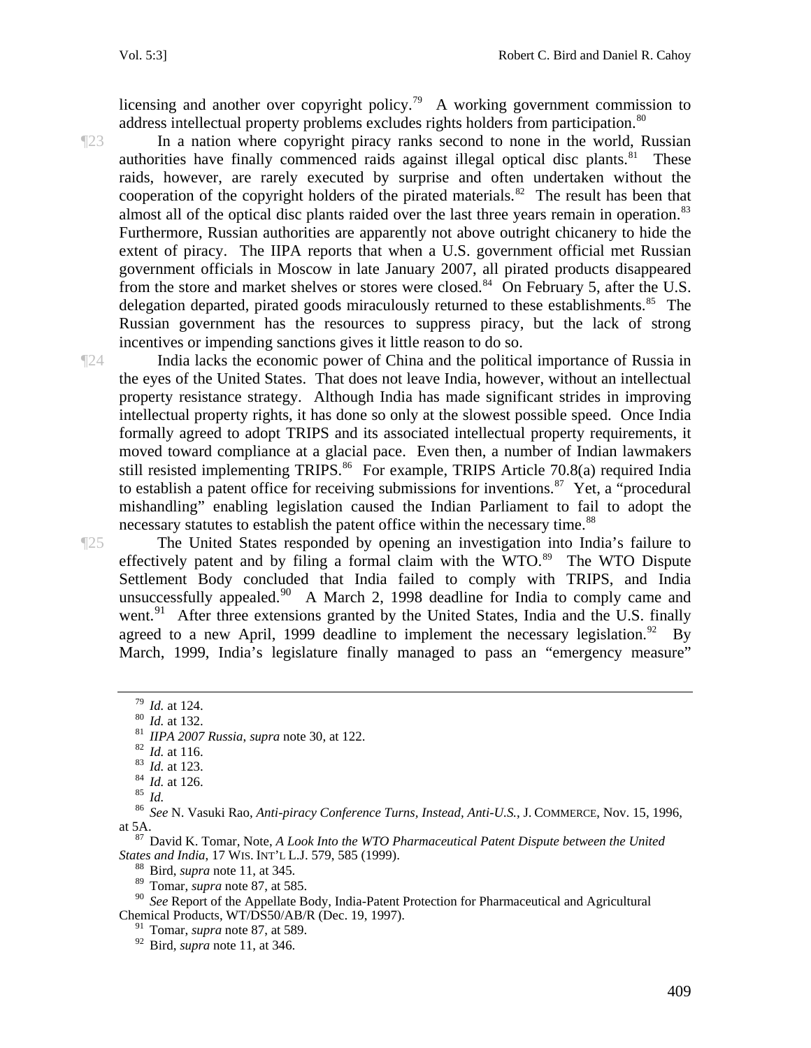licensing and another over copyright policy.[79] A working government commission to address intellectual property problems excludes rights holders from participation.[80]

¶23 In a nation where copyright piracy ranks second to none in the world, Russian authorities have finally commenced raids against illegal optical disc plants.[81] These raids, however, are rarely executed by surprise and often undertaken without the cooperation of the copyright holders of the pirated materials.[82] The result has been that almost all of the optical disc plants raided over the last three years remain in operation.[83] Furthermore, Russian authorities are apparently not above outright chicanery to hide the extent of piracy. The IIPA reports that when a U.S. government official met Russian government officials in Moscow in late January 2007, all pirated products disappeared from the store and market shelves or stores were closed.[84] On February 5, after the U.S. delegation departed, pirated goods miraculously returned to these establishments.[85] The Russian government has the resources to suppress piracy, but the lack of strong incentives or impending sanctions gives it little reason to do so.

¶24 India lacks the economic power of China and the political importance of Russia in the eyes of the United States. That does not leave India, however, without an intellectual property resistance strategy. Although India has made significant strides in improving intellectual property rights, it has done so only at the slowest possible speed. Once India formally agreed to adopt TRIPS and its associated intellectual property requirements, it moved toward compliance at a glacial pace. Even then, a number of Indian lawmakers still resisted implementing TRIPS.[86] For example, TRIPS Article 70.8(a) required India to establish a patent office for receiving submissions for inventions.[87] Yet, a "procedural mishandling" enabling legislation caused the Indian Parliament to fail to adopt the necessary statutes to establish the patent office within the necessary time.[88]

¶25 The United States responded by opening an investigation into India's failure to effectively patent and by filing a formal claim with the WTO.[89] The WTO Dispute Settlement Body concluded that India failed to comply with TRIPS, and India unsuccessfully appealed.[90] A March 2, 1998 deadline for India to comply came and went.[91] After three extensions granted by the United States, India and the U.S. finally agreed to a new April, 1999 deadline to implement the necessary legislation.[92] By March, 1999, India's legislature finally managed to pass an "emergency measure"

---

[79] *Id.* at 124.

[80] *Id.* at 132.

[81] *IIPA 2007 Russia*, *supra* note 30, at 122.

[82] *Id.* at 116.

[83] *Id.* at 123.

[84] *Id.* at 126.

[85] *Id.*

[86] *See* N. Vasuki Rao, *Anti-piracy Conference Turns, Instead, Anti-U.S.*, J. COMMERCE, Nov. 15, 1996, at 5A.

[87] David K. Tomar, Note, *A Look Into the WTO Pharmaceutical Patent Dispute between the United States and India*, 17 WIS. INT'L L.J. 579, 585 (1999).

[88] Bird, *supra* note 11, at 345.

[89] Tomar, *supra* note 87, at 585.

[90] *See* Report of the Appellate Body, India-Patent Protection for Pharmaceutical and Agricultural Chemical Products, WT/DS50/AB/R (Dec. 19, 1997).

[91] Tomar, *supra* note 87, at 589.

[92] Bird, *supra* note 11, at 346.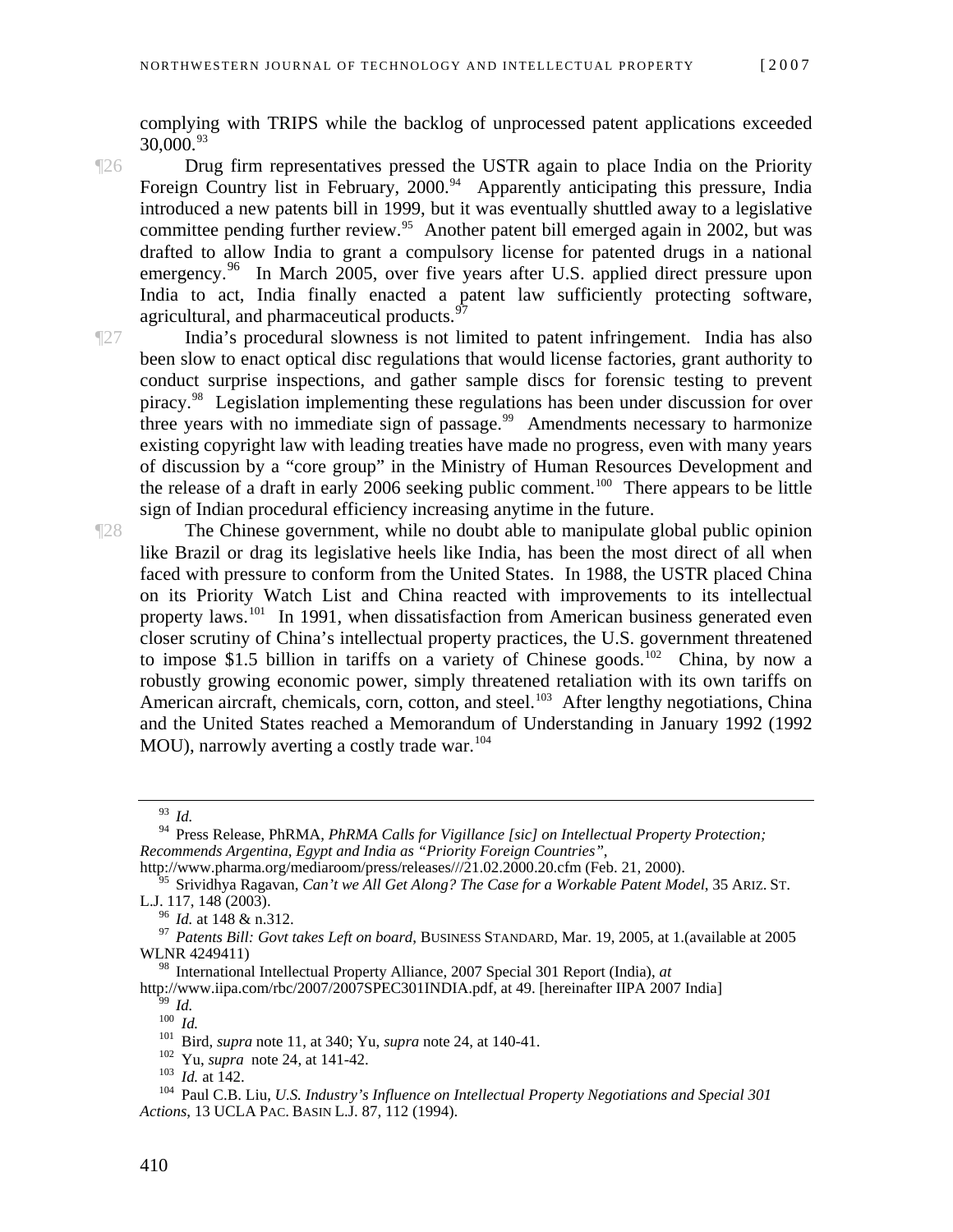complying with TRIPS while the backlog of unprocessed patent applications exceeded 30,000.[93]

¶26 Drug firm representatives pressed the USTR again to place India on the Priority Foreign Country list in February, 2000.[94] Apparently anticipating this pressure, India introduced a new patents bill in 1999, but it was eventually shuttled away to a legislative committee pending further review.[95] Another patent bill emerged again in 2002, but was drafted to allow India to grant a compulsory license for patented drugs in a national emergency.[96] In March 2005, over five years after U.S. applied direct pressure upon India to act, India finally enacted a patent law sufficiently protecting software, agricultural, and pharmaceutical products.[97]

¶27 India's procedural slowness is not limited to patent infringement. India has also been slow to enact optical disc regulations that would license factories, grant authority to conduct surprise inspections, and gather sample discs for forensic testing to prevent piracy.[98] Legislation implementing these regulations has been under discussion for over three years with no immediate sign of passage.[99] Amendments necessary to harmonize existing copyright law with leading treaties have made no progress, even with many years of discussion by a "core group" in the Ministry of Human Resources Development and the release of a draft in early 2006 seeking public comment.[100] There appears to be little sign of Indian procedural efficiency increasing anytime in the future.

¶28 The Chinese government, while no doubt able to manipulate global public opinion like Brazil or drag its legislative heels like India, has been the most direct of all when faced with pressure to conform from the United States. In 1988, the USTR placed China on its Priority Watch List and China reacted with improvements to its intellectual property laws.[101] In 1991, when dissatisfaction from American business generated even closer scrutiny of China's intellectual property practices, the U.S. government threatened to impose $1.5 billion in tariffs on a variety of Chinese goods.[102] China, by now a robustly growing economic power, simply threatened retaliation with its own tariffs on American aircraft, chemicals, corn, cotton, and steel.[103] After lengthy negotiations, China and the United States reached a Memorandum of Understanding in January 1992 (1992 MOU), narrowly averting a costly trade war.[104]

---

[93] *Id.*

[94] Press Release, PhRMA, *PhRMA Calls for Vigillance [sic] on Intellectual Property Protection; Recommends Argentina, Egypt and India as "Priority Foreign Countries"*, http://www.pharma.org/mediaroom/press/releases///21.02.2000.20.cfm (Feb. 21, 2000).

[95] Srividhya Ragavan, *Can't we All Get Along? The Case for a Workable Patent Model*, 35 ARIZ. ST. L.J. 117, 148 (2003).

[96] *Id.* at 148 & n.312.

[97] *Patents Bill: Govt takes Left on board*, BUSINESS STANDARD, Mar. 19, 2005, at 1.(available at 2005 WLNR 4249411)

[98] International Intellectual Property Alliance, 2007 Special 301 Report (India), *at* http://www.iipa.com/rbc/2007/2007SPEC301INDIA.pdf, at 49. [hereinafter IIPA 2007 India]

[99] *Id.*

[100] *Id.*

[101] Bird, *supra* note 11, at 340; Yu, *supra* note 24, at 140-41.

[102] Yu, *supra* note 24, at 141-42.

[103] *Id.* at 142.

[104] Paul C.B. Liu, *U.S. Industry's Influence on Intellectual Property Negotiations and Special 301 Actions*, 13 UCLA PAC. BASIN L.J. 87, 112 (1994).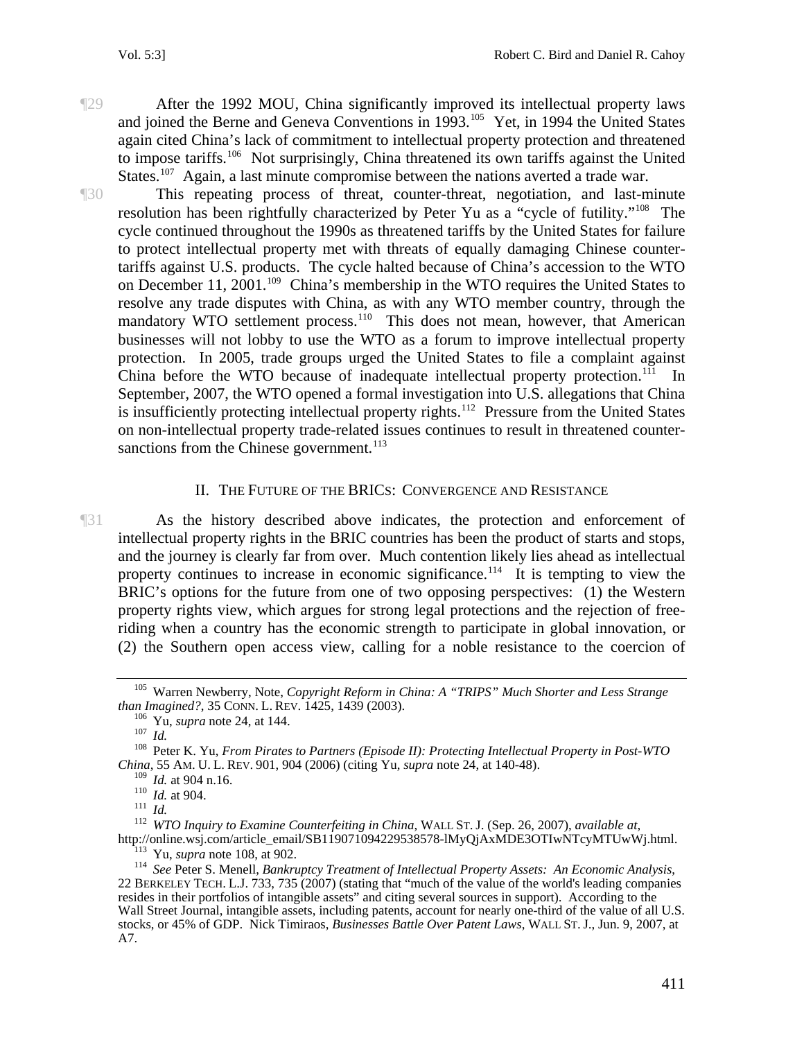¶29 After the 1992 MOU, China significantly improved its intellectual property laws and joined the Berne and Geneva Conventions in 1993.[105] Yet, in 1994 the United States again cited China's lack of commitment to intellectual property protection and threatened to impose tariffs.[106] Not surprisingly, China threatened its own tariffs against the United States.[107] Again, a last minute compromise between the nations averted a trade war.

¶30 This repeating process of threat, counter-threat, negotiation, and last-minute resolution has been rightfully characterized by Peter Yu as a "cycle of futility."[108] The cycle continued throughout the 1990s as threatened tariffs by the United States for failure to protect intellectual property met with threats of equally damaging Chinese counter-tariffs against U.S. products. The cycle halted because of China's accession to the WTO on December 11, 2001.[109] China's membership in the WTO requires the United States to resolve any trade disputes with China, as with any WTO member country, through the mandatory WTO settlement process.[110] This does not mean, however, that American businesses will not lobby to use the WTO as a forum to improve intellectual property protection. In 2005, trade groups urged the United States to file a complaint against China before the WTO because of inadequate intellectual property protection.[111] In September, 2007, the WTO opened a formal investigation into U.S. allegations that China is insufficiently protecting intellectual property rights.[112] Pressure from the United States on non-intellectual property trade-related issues continues to result in threatened counter-sanctions from the Chinese government.[113]

## II. THE FUTURE OF THE BRICS: CONVERGENCE AND RESISTANCE

¶31 As the history described above indicates, the protection and enforcement of intellectual property rights in the BRIC countries has been the product of starts and stops, and the journey is clearly far from over. Much contention likely lies ahead as intellectual property continues to increase in economic significance.[114] It is tempting to view the BRIC's options for the future from one of two opposing perspectives: (1) the Western property rights view, which argues for strong legal protections and the rejection of free-riding when a country has the economic strength to participate in global innovation, or (2) the Southern open access view, calling for a noble resistance to the coercion of

---

[105] Warren Newberry, Note, *Copyright Reform in China: A "TRIPS" Much Shorter and Less Strange than Imagined?*, 35 CONN. L. REV. 1425, 1439 (2003).

[106] Yu, *supra* note 24, at 144.

[107] *Id.*

[108] Peter K. Yu, *From Pirates to Partners (Episode II): Protecting Intellectual Property in Post-WTO China*, 55 AM. U. L. REV. 901, 904 (2006) (citing Yu, *supra* note 24, at 140-48).

[109] *Id.* at 904 n.16.

[110] *Id.* at 904.

[111] *Id.*

[112] *WTO Inquiry to Examine Counterfeiting in China*, WALL ST. J. (Sep. 26, 2007), *available at*, http://online.wsj.com/article_email/SB119071094229538578-lMyQjAxMDE3OTIwNTcyMTUwWj.html.

[113] Yu, *supra* note 108, at 902.

[114] *See* Peter S. Menell, *Bankruptcy Treatment of Intellectual Property Assets: An Economic Analysis*, 22 BERKELEY TECH. L.J. 733, 735 (2007) (stating that "much of the value of the world's leading companies resides in their portfolios of intangible assets" and citing several sources in support). According to the Wall Street Journal, intangible assets, including patents, account for nearly one-third of the value of all U.S. stocks, or 45% of GDP. Nick Timiraos, *Businesses Battle Over Patent Laws*, WALL ST. J., Jun. 9, 2007, at A7.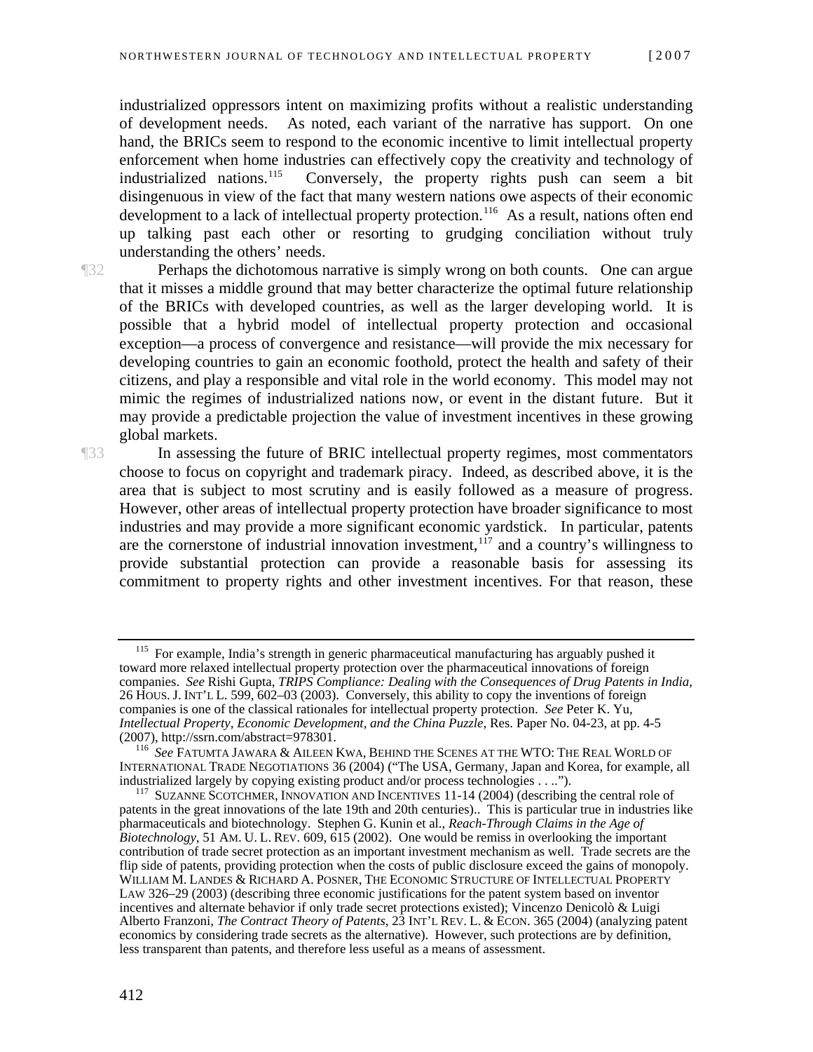industrialized oppressors intent on maximizing profits without a realistic understanding of development needs. As noted, each variant of the narrative has support. On one hand, the BRICs seem to respond to the economic incentive to limit intellectual property enforcement when home industries can effectively copy the creativity and technology of industrialized nations.[115] Conversely, the property rights push can seem a bit disingenuous in view of the fact that many western nations owe aspects of their economic development to a lack of intellectual property protection.[116] As a result, nations often end up talking past each other or resorting to grudging conciliation without truly understanding the others' needs.

¶32 Perhaps the dichotomous narrative is simply wrong on both counts. One can argue that it misses a middle ground that may better characterize the optimal future relationship of the BRICs with developed countries, as well as the larger developing world. It is possible that a hybrid model of intellectual property protection and occasional exception—a process of convergence and resistance—will provide the mix necessary for developing countries to gain an economic foothold, protect the health and safety of their citizens, and play a responsible and vital role in the world economy. This model may not mimic the regimes of industrialized nations now, or event in the distant future. But it may provide a predictable projection the value of investment incentives in these growing global markets.

¶33 In assessing the future of BRIC intellectual property regimes, most commentators choose to focus on copyright and trademark piracy. Indeed, as described above, it is the area that is subject to most scrutiny and is easily followed as a measure of progress. However, other areas of intellectual property protection have broader significance to most industries and may provide a more significant economic yardstick. In particular, patents are the cornerstone of industrial innovation investment,[117] and a country's willingness to provide substantial protection can provide a reasonable basis for assessing its commitment to property rights and other investment incentives. For that reason, these

---

[115] For example, India's strength in generic pharmaceutical manufacturing has arguably pushed it toward more relaxed intellectual property protection over the pharmaceutical innovations of foreign companies. *See* Rishi Gupta, *TRIPS Compliance: Dealing with the Consequences of Drug Patents in India*, 26 HOUS. J. INT'L L. 599, 602–03 (2003). Conversely, this ability to copy the inventions of foreign companies is one of the classical rationales for intellectual property protection. *See* Peter K. Yu, *Intellectual Property, Economic Development, and the China Puzzle*, Res. Paper No. 04-23, at pp. 4-5 (2007), http://ssrn.com/abstract=978301.

[116] *See* FATUMTA JAWARA & AILEEN KWA, BEHIND THE SCENES AT THE WTO: THE REAL WORLD OF INTERNATIONAL TRADE NEGOTIATIONS 36 (2004) ("The USA, Germany, Japan and Korea, for example, all industrialized largely by copying existing product and/or process technologies . . ..").

[117] SUZANNE SCOTCHMER, INNOVATION AND INCENTIVES 11-14 (2004) (describing the central role of patents in the great innovations of the late 19th and 20th centuries).. This is particular true in industries like pharmaceuticals and biotechnology. Stephen G. Kunin et al., *Reach-Through Claims in the Age of Biotechnology*, 51 AM. U. L. REV. 609, 615 (2002). One would be remiss in overlooking the important contribution of trade secret protection as an important investment mechanism as well. Trade secrets are the flip side of patents, providing protection when the costs of public disclosure exceed the gains of monopoly. WILLIAM M. LANDES & RICHARD A. POSNER, THE ECONOMIC STRUCTURE OF INTELLECTUAL PROPERTY LAW 326–29 (2003) (describing three economic justifications for the patent system based on inventor incentives and alternate behavior if only trade secret protections existed); Vincenzo Denicolò & Luigi Alberto Franzoni, *The Contract Theory of Patents*, 23 INT'L REV. L. & ECON. 365 (2004) (analyzing patent economics by considering trade secrets as the alternative). However, such protections are by definition, less transparent than patents, and therefore less useful as a means of assessment.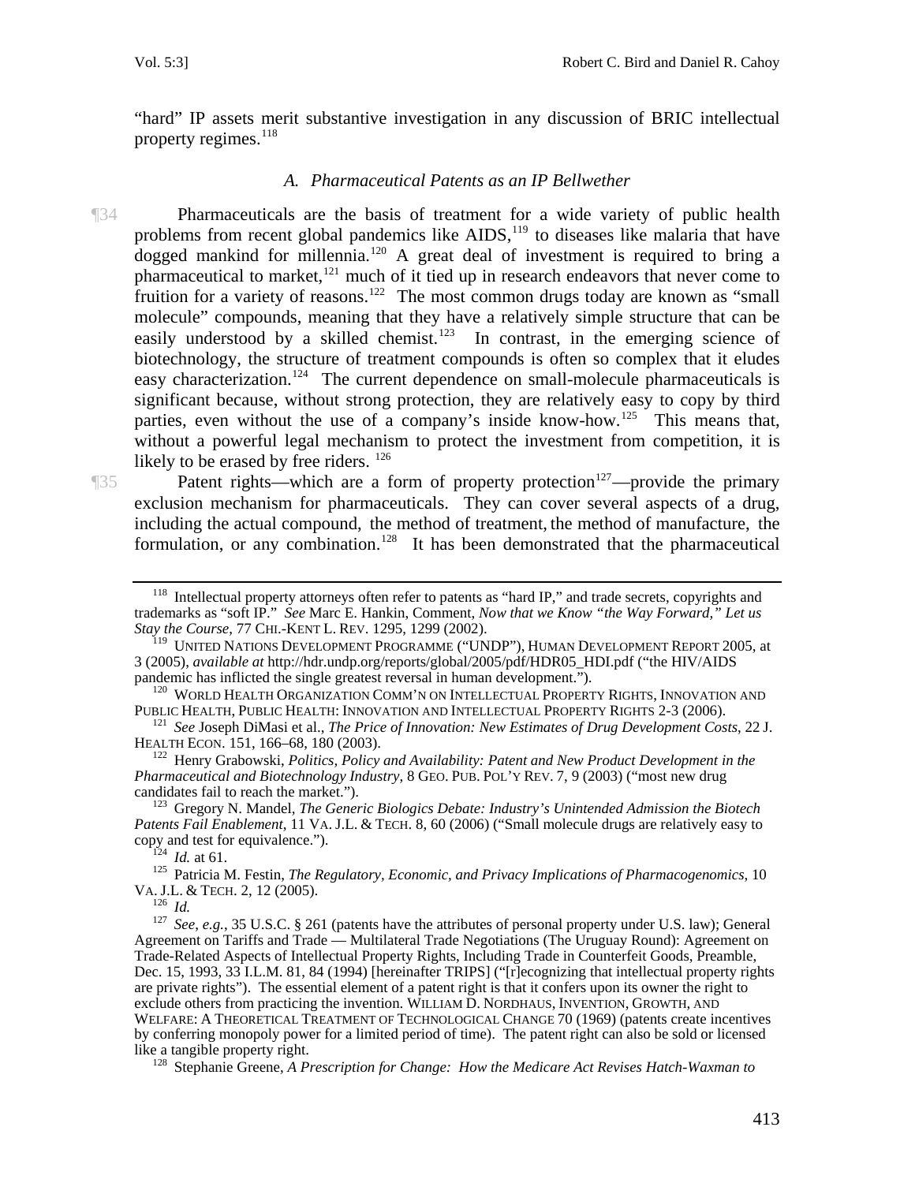"hard" IP assets merit substantive investigation in any discussion of BRIC intellectual property regimes.[118]

### *A. Pharmaceutical Patents as an IP Bellwether*

¶34 Pharmaceuticals are the basis of treatment for a wide variety of public health problems from recent global pandemics like AIDS,[119] to diseases like malaria that have dogged mankind for millennia.[120] A great deal of investment is required to bring a pharmaceutical to market,[121] much of it tied up in research endeavors that never come to fruition for a variety of reasons.[122] The most common drugs today are known as "small molecule" compounds, meaning that they have a relatively simple structure that can be easily understood by a skilled chemist.[123] In contrast, in the emerging science of biotechnology, the structure of treatment compounds is often so complex that it eludes easy characterization.[124] The current dependence on small-molecule pharmaceuticals is significant because, without strong protection, they are relatively easy to copy by third parties, even without the use of a company's inside know-how.[125] This means that, without a powerful legal mechanism to protect the investment from competition, it is likely to be erased by free riders. [126]

¶35 Patent rights—which are a form of property protection[127]—provide the primary exclusion mechanism for pharmaceuticals. They can cover several aspects of a drug, including the actual compound, the method of treatment, the method of manufacture, the formulation, or any combination.[128] It has been demonstrated that the pharmaceutical

---

[118] Intellectual property attorneys often refer to patents as "hard IP," and trade secrets, copyrights and trademarks as "soft IP." *See* Marc E. Hankin, Comment, *Now that we Know "the Way Forward," Let us Stay the Course*, 77 CHI.-KENT L. REV. 1295, 1299 (2002).

[119] UNITED NATIONS DEVELOPMENT PROGRAMME ("UNDP"), HUMAN DEVELOPMENT REPORT 2005, at 3 (2005), *available at* http://hdr.undp.org/reports/global/2005/pdf/HDR05_HDI.pdf ("the HIV/AIDS pandemic has inflicted the single greatest reversal in human development.").

[120] WORLD HEALTH ORGANIZATION COMM'N ON INTELLECTUAL PROPERTY RIGHTS, INNOVATION AND PUBLIC HEALTH, PUBLIC HEALTH: INNOVATION AND INTELLECTUAL PROPERTY RIGHTS 2-3 (2006).

[121] *See* Joseph DiMasi et al., *The Price of Innovation: New Estimates of Drug Development Costs*, 22 J. HEALTH ECON. 151, 166–68, 180 (2003).

[122] Henry Grabowski, *Politics, Policy and Availability: Patent and New Product Development in the Pharmaceutical and Biotechnology Industry*, 8 GEO. PUB. POL'Y REV. 7, 9 (2003) ("most new drug candidates fail to reach the market.").

[123] Gregory N. Mandel, *The Generic Biologics Debate: Industry's Unintended Admission the Biotech Patents Fail Enablement*, 11 VA. J.L. & TECH. 8, 60 (2006) ("Small molecule drugs are relatively easy to copy and test for equivalence.").

[124] *Id.* at 61.

[125] Patricia M. Festin, *The Regulatory, Economic, and Privacy Implications of Pharmacogenomics*, 10 VA. J.L. & TECH. 2, 12 (2005).

[126] *Id.*

[127] *See, e.g.*, 35 U.S.C. § 261 (patents have the attributes of personal property under U.S. law); General Agreement on Tariffs and Trade — Multilateral Trade Negotiations (The Uruguay Round): Agreement on Trade-Related Aspects of Intellectual Property Rights, Including Trade in Counterfeit Goods, Preamble, Dec. 15, 1993, 33 I.L.M. 81, 84 (1994) [hereinafter TRIPS] ("[r]ecognizing that intellectual property rights are private rights"). The essential element of a patent right is that it confers upon its owner the right to exclude others from practicing the invention. WILLIAM D. NORDHAUS, INVENTION, GROWTH, AND WELFARE: A THEORETICAL TREATMENT OF TECHNOLOGICAL CHANGE 70 (1969) (patents create incentives by conferring monopoly power for a limited period of time). The patent right can also be sold or licensed like a tangible property right.

[128] Stephanie Greene, *A Prescription for Change: How the Medicare Act Revises Hatch-Waxman to*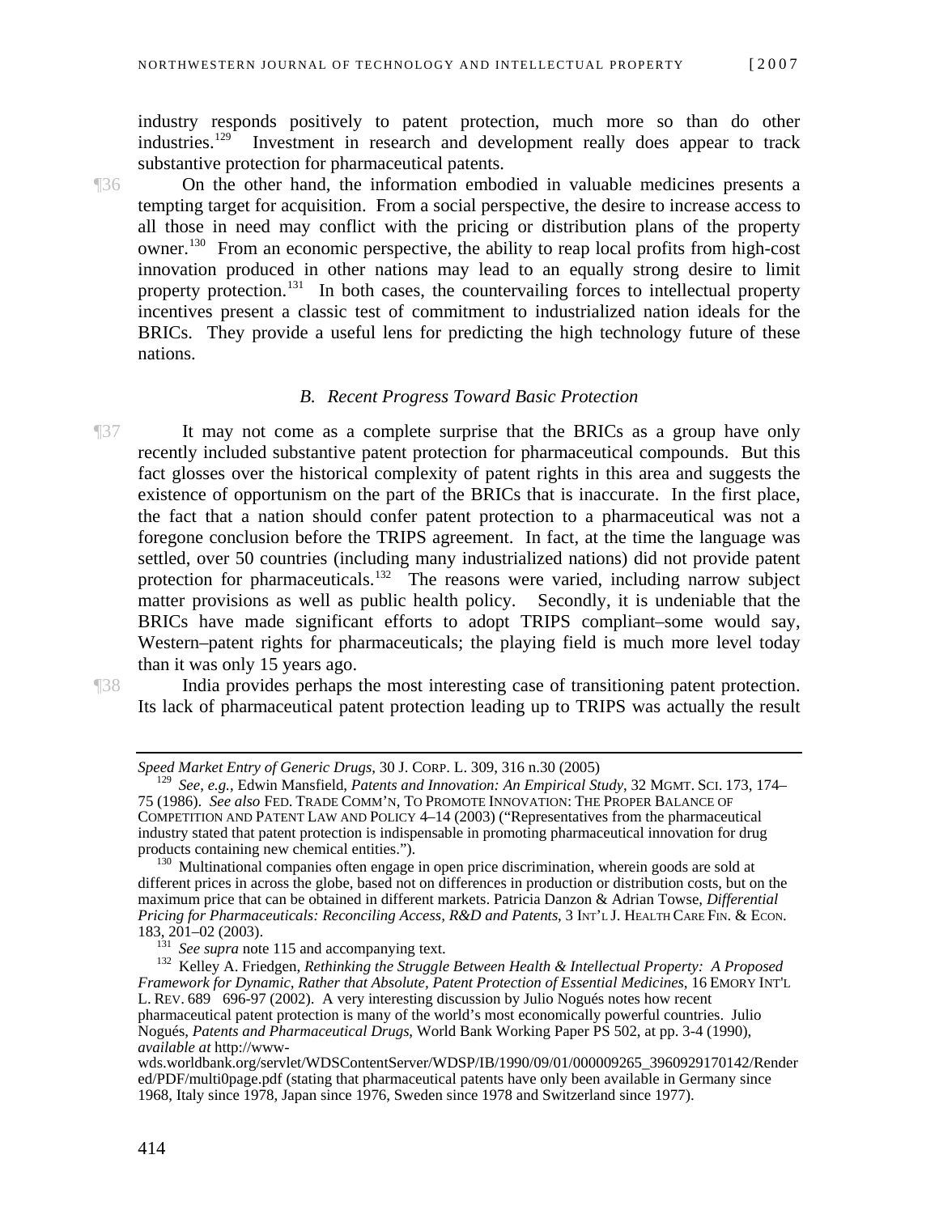industry responds positively to patent protection, much more so than do other industries.[129] Investment in research and development really does appear to track substantive protection for pharmaceutical patents.

¶36 On the other hand, the information embodied in valuable medicines presents a tempting target for acquisition. From a social perspective, the desire to increase access to all those in need may conflict with the pricing or distribution plans of the property owner.[130] From an economic perspective, the ability to reap local profits from high-cost innovation produced in other nations may lead to an equally strong desire to limit property protection.[131] In both cases, the countervailing forces to intellectual property incentives present a classic test of commitment to industrialized nation ideals for the BRICs. They provide a useful lens for predicting the high technology future of these nations.

### *B. Recent Progress Toward Basic Protection*

¶37 It may not come as a complete surprise that the BRICs as a group have only recently included substantive patent protection for pharmaceutical compounds. But this fact glosses over the historical complexity of patent rights in this area and suggests the existence of opportunism on the part of the BRICs that is inaccurate. In the first place, the fact that a nation should confer patent protection to a pharmaceutical was not a foregone conclusion before the TRIPS agreement. In fact, at the time the language was settled, over 50 countries (including many industrialized nations) did not provide patent protection for pharmaceuticals.[132] The reasons were varied, including narrow subject matter provisions as well as public health policy. Secondly, it is undeniable that the BRICs have made significant efforts to adopt TRIPS compliant–some would say, Western–patent rights for pharmaceuticals; the playing field is much more level today than it was only 15 years ago.

¶38 India provides perhaps the most interesting case of transitioning patent protection. Its lack of pharmaceutical patent protection leading up to TRIPS was actually the result

---

*Speed Market Entry of Generic Drugs*, 30 J. CORP. L. 309, 316 n.30 (2005)

[129] *See*, *e.g.*, Edwin Mansfield, *Patents and Innovation: An Empirical Study*, 32 MGMT. SCI. 173, 174–75 (1986). *See also* FED. TRADE COMM'N, TO PROMOTE INNOVATION: THE PROPER BALANCE OF COMPETITION AND PATENT LAW AND POLICY 4–14 (2003) ("Representatives from the pharmaceutical industry stated that patent protection is indispensable in promoting pharmaceutical innovation for drug products containing new chemical entities.").

[130] Multinational companies often engage in open price discrimination, wherein goods are sold at different prices in across the globe, based not on differences in production or distribution costs, but on the maximum price that can be obtained in different markets. Patricia Danzon & Adrian Towse, *Differential Pricing for Pharmaceuticals: Reconciling Access, R&D and Patents*, 3 INT'L J. HEALTH CARE FIN. & ECON. 183, 201–02 (2003).

[131] *See supra* note 115 and accompanying text.

[132] Kelley A. Friedgen, *Rethinking the Struggle Between Health & Intellectual Property: A Proposed Framework for Dynamic, Rather that Absolute, Patent Protection of Essential Medicines*, 16 EMORY INT'L L. REV. 689 696-97 (2002). A very interesting discussion by Julio Nogués notes how recent pharmaceutical patent protection is many of the world's most economically powerful countries. Julio Nogués, *Patents and Pharmaceutical Drugs*, World Bank Working Paper PS 502, at pp. 3-4 (1990), *available at* http://www-wds.worldbank.org/servlet/WDSContentServer/WDSP/IB/1990/09/01/000009265_3960929170142/Rendered/PDF/multi0page.pdf (stating that pharmaceutical patents have only been available in Germany since 1968, Italy since 1978, Japan since 1976, Sweden since 1978 and Switzerland since 1977).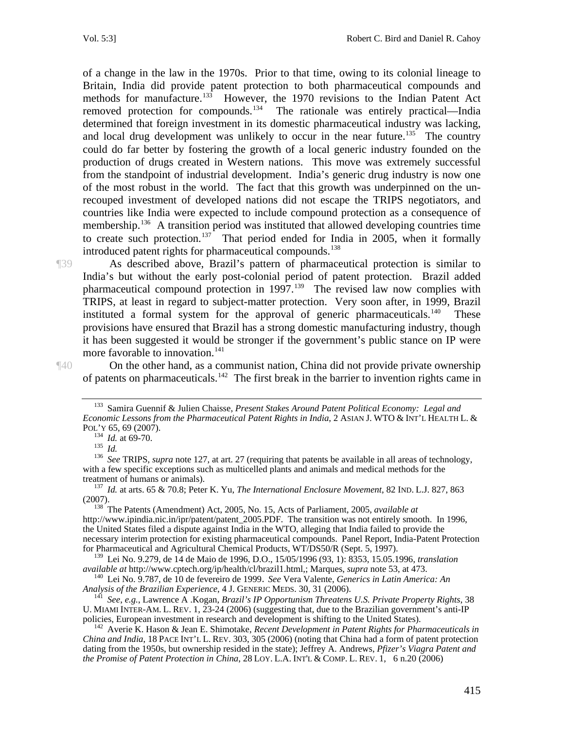of a change in the law in the 1970s. Prior to that time, owing to its colonial lineage to Britain, India did provide patent protection to both pharmaceutical compounds and methods for manufacture.[133] However, the 1970 revisions to the Indian Patent Act removed protection for compounds.[134] The rationale was entirely practical—India determined that foreign investment in its domestic pharmaceutical industry was lacking, and local drug development was unlikely to occur in the near future.[135] The country could do far better by fostering the growth of a local generic industry founded on the production of drugs created in Western nations. This move was extremely successful from the standpoint of industrial development. India's generic drug industry is now one of the most robust in the world. The fact that this growth was underpinned on the un-recouped investment of developed nations did not escape the TRIPS negotiators, and countries like India were expected to include compound protection as a consequence of membership.[136] A transition period was instituted that allowed developing countries time to create such protection.[137] That period ended for India in 2005, when it formally introduced patent rights for pharmaceutical compounds.[138]

¶39 As described above, Brazil's pattern of pharmaceutical protection is similar to India's but without the early post-colonial period of patent protection. Brazil added pharmaceutical compound protection in 1997.[139] The revised law now complies with TRIPS, at least in regard to subject-matter protection. Very soon after, in 1999, Brazil instituted a formal system for the approval of generic pharmaceuticals.[140] These provisions have ensured that Brazil has a strong domestic manufacturing industry, though it has been suggested it would be stronger if the government's public stance on IP were more favorable to innovation.[141]

¶40 On the other hand, as a communist nation, China did not provide private ownership of patents on pharmaceuticals.[142] The first break in the barrier to invention rights came in

---

[133] Samira Guennif & Julien Chaisse, *Present Stakes Around Patent Political Economy: Legal and Economic Lessons from the Pharmaceutical Patent Rights in India*, 2 ASIAN J. WTO & INT'L HEALTH L. & POL'Y 65, 69 (2007).

[134] *Id.* at 69-70.

[135] *Id.*

[136] *See* TRIPS, *supra* note 127, at art. 27 (requiring that patents be available in all areas of technology, with a few specific exceptions such as multicelled plants and animals and medical methods for the treatment of humans or animals).

[137] *Id.* at arts. 65 & 70.8; Peter K. Yu, *The International Enclosure Movement*, 82 IND. L.J. 827, 863 (2007).

[138] The Patents (Amendment) Act, 2005, No. 15, Acts of Parliament, 2005, *available at* http://www.ipindia.nic.in/ipr/patent/patent_2005.PDF. The transition was not entirely smooth. In 1996, the United States filed a dispute against India in the WTO, alleging that India failed to provide the necessary interim protection for existing pharmaceutical compounds. Panel Report, India-Patent Protection for Pharmaceutical and Agricultural Chemical Products, WT/DS50/R (Sept. 5, 1997).

[139] Lei No. 9.279, de 14 de Maio de 1996, D.O., 15/05/1996 (93, 1): 8353, 15.05.1996, *translation available at* http://www.cptech.org/ip/health/cl/brazil1.html,; Marques, *supra* note 53, at 473.

[140] Lei No. 9.787, de 10 de fevereiro de 1999. *See* Vera Valente, *Generics in Latin America: An Analysis of the Brazilian Experience*, 4 J. GENERIC MEDS. 30, 31 (2006).

[141] *See*, *e.g.*, Lawrence A .Kogan, *Brazil's IP Opportunism Threatens U.S. Private Property Rights*, 38 U. MIAMI INTER-AM. L. REV. 1, 23-24 (2006) (suggesting that, due to the Brazilian government's anti-IP policies, European investment in research and development is shifting to the United States).

[142] Averie K. Hason & Jean E. Shimotake, *Recent Development in Patent Rights for Pharmaceuticals in China and India*, 18 PACE INT'L L. REV. 303, 305 (2006) (noting that China had a form of patent protection dating from the 1950s, but ownership resided in the state); Jeffrey A. Andrews, *Pfizer's Viagra Patent and the Promise of Patent Protection in China*, 28 LOY. L.A. INT'L & COMP. L. REV. 1, 6 n.20 (2006)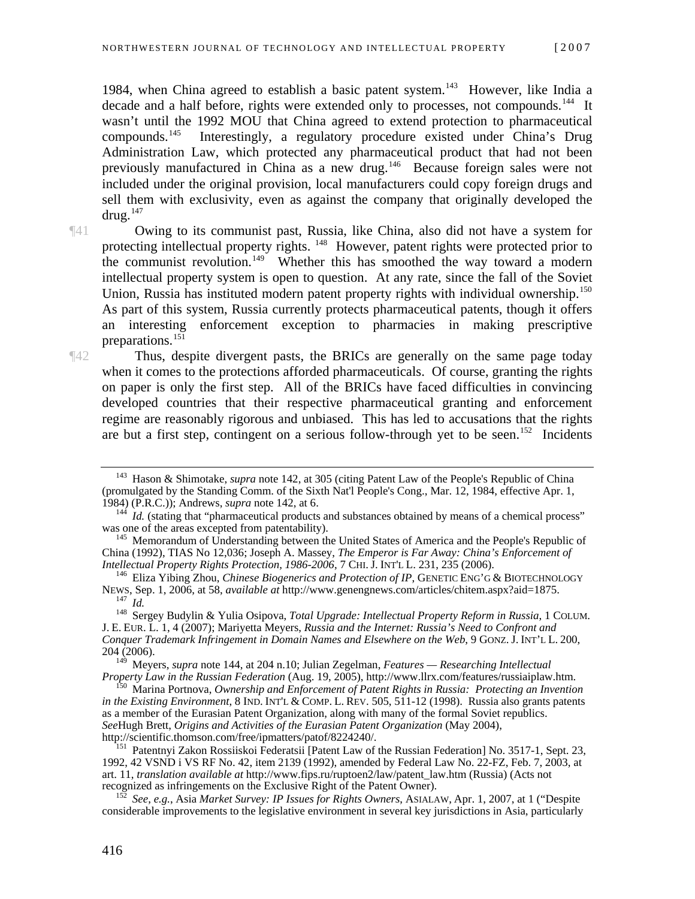1984, when China agreed to establish a basic patent system.[143] However, like India a decade and a half before, rights were extended only to processes, not compounds.[144] It wasn't until the 1992 MOU that China agreed to extend protection to pharmaceutical compounds.[145] Interestingly, a regulatory procedure existed under China's Drug Administration Law, which protected any pharmaceutical product that had not been previously manufactured in China as a new drug.[146] Because foreign sales were not included under the original provision, local manufacturers could copy foreign drugs and sell them with exclusivity, even as against the company that originally developed the drug.[147]

¶41 Owing to its communist past, Russia, like China, also did not have a system for protecting intellectual property rights.[148] However, patent rights were protected prior to the communist revolution.[149] Whether this has smoothed the way toward a modern intellectual property system is open to question. At any rate, since the fall of the Soviet Union, Russia has instituted modern patent property rights with individual ownership.[150] As part of this system, Russia currently protects pharmaceutical patents, though it offers an interesting enforcement exception to pharmacies in making prescriptive preparations.[151]

¶42 Thus, despite divergent pasts, the BRICs are generally on the same page today when it comes to the protections afforded pharmaceuticals. Of course, granting the rights on paper is only the first step. All of the BRICs have faced difficulties in convincing developed countries that their respective pharmaceutical granting and enforcement regime are reasonably rigorous and unbiased. This has led to accusations that the rights are but a first step, contingent on a serious follow-through yet to be seen.[152] Incidents

---

[143] Hason & Shimotake, *supra* note 142, at 305 (citing Patent Law of the People's Republic of China (promulgated by the Standing Comm. of the Sixth Nat'l People's Cong., Mar. 12, 1984, effective Apr. 1, 1984) (P.R.C.)); Andrews, *supra* note 142, at 6.

[144] *Id.* (stating that "pharmaceutical products and substances obtained by means of a chemical process" was one of the areas excepted from patentability).

[145] Memorandum of Understanding between the United States of America and the People's Republic of China (1992), TIAS No 12,036; Joseph A. Massey, *The Emperor is Far Away: China's Enforcement of Intellectual Property Rights Protection, 1986-2006*, 7 CHI. J. INT'L L. 231, 235 (2006).

[146] Eliza Yibing Zhou, *Chinese Biogenerics and Protection of IP*, GENETIC ENG'G & BIOTECHNOLOGY NEWS, Sep. 1, 2006, at 58, *available at* http://www.genengnews.com/articles/chitem.aspx?aid=1875.

[147] *Id.*

[148] Sergey Budylin & Yulia Osipova, *Total Upgrade: Intellectual Property Reform in Russia*, 1 COLUM. J. E. EUR. L. 1, 4 (2007); Mariyetta Meyers, *Russia and the Internet: Russia's Need to Confront and Conquer Trademark Infringement in Domain Names and Elsewhere on the Web*, 9 GONZ. J. INT'L L. 200, 204 (2006).

[149] Meyers, *supra* note 144, at 204 n.10; Julian Zegelman, *Features — Researching Intellectual Property Law in the Russian Federation* (Aug. 19, 2005), http://www.llrx.com/features/russiaiplaw.htm.

[150] Marina Portnova, *Ownership and Enforcement of Patent Rights in Russia: Protecting an Invention in the Existing Environment*, 8 IND. INT'L & COMP. L. REV. 505, 511-12 (1998). Russia also grants patents as a member of the Eurasian Patent Organization, along with many of the formal Soviet republics. *See*Hugh Brett, *Origins and Activities of the Eurasian Patent Organization* (May 2004), http://scientific.thomson.com/free/ipmatters/patof/8224240/.

[151] Patentnyi Zakon Rossiiskoi Federatsii [Patent Law of the Russian Federation] No. 3517-1, Sept. 23, 1992, 42 VSND i VS RF No. 42, item 2139 (1992), amended by Federal Law No. 22-FZ, Feb. 7, 2003, at art. 11, *translation available at* http://www.fips.ru/ruptoen2/law/patent_law.htm (Russia) (Acts not recognized as infringements on the Exclusive Right of the Patent Owner).

[152] *See, e.g.*, Asia *Market Survey: IP Issues for Rights Owners*, ASIALAW, Apr. 1, 2007, at 1 ("Despite considerable improvements to the legislative environment in several key jurisdictions in Asia, particularly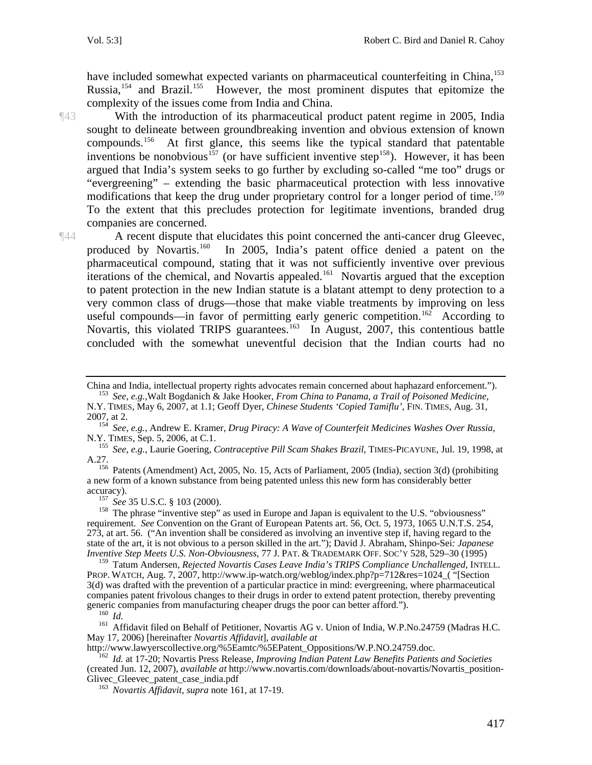have included somewhat expected variants on pharmaceutical counterfeiting in China,[153] Russia,[154] and Brazil.[155] However, the most prominent disputes that epitomize the complexity of the issues come from India and China.

¶43 With the introduction of its pharmaceutical product patent regime in 2005, India sought to delineate between groundbreaking invention and obvious extension of known compounds.[156] At first glance, this seems like the typical standard that patentable inventions be nonobvious[157] (or have sufficient inventive step[158]). However, it has been argued that India's system seeks to go further by excluding so-called "me too" drugs or "evergreening" – extending the basic pharmaceutical protection with less innovative modifications that keep the drug under proprietary control for a longer period of time.[159] To the extent that this precludes protection for legitimate inventions, branded drug companies are concerned.

¶44 A recent dispute that elucidates this point concerned the anti-cancer drug Gleevec, produced by Novartis.[160] In 2005, India's patent office denied a patent on the pharmaceutical compound, stating that it was not sufficiently inventive over previous iterations of the chemical, and Novartis appealed.[161] Novartis argued that the exception to patent protection in the new Indian statute is a blatant attempt to deny protection to a very common class of drugs—those that make viable treatments by improving on less useful compounds—in favor of permitting early generic competition.[162] According to Novartis, this violated TRIPS guarantees.[163] In August, 2007, this contentious battle concluded with the somewhat uneventful decision that the Indian courts had no

---

China and India, intellectual property rights advocates remain concerned about haphazard enforcement.").

[153] *See, e.g.*, Walt Bogdanich & Jake Hooker, *From China to Panama, a Trail of Poisoned Medicine*, N.Y. TIMES, May 6, 2007, at 1.1; Geoff Dyer, *Chinese Students 'Copied Tamiflu'*, FIN. TIMES, Aug. 31, 2007, at 2.

[154] *See, e.g.*, Andrew E. Kramer, *Drug Piracy: A Wave of Counterfeit Medicines Washes Over Russia*, N.Y. TIMES, Sep. 5, 2006, at C.1.

[155] *See, e.g.*, Laurie Goering, *Contraceptive Pill Scam Shakes Brazil*, TIMES-PICAYUNE, Jul. 19, 1998, at A.27.

[156] Patents (Amendment) Act, 2005, No. 15, Acts of Parliament, 2005 (India), section 3(d) (prohibiting a new form of a known substance from being patented unless this new form has considerably better accuracy).

[157] *See* 35 U.S.C. § 103 (2000).

[158] The phrase "inventive step" as used in Europe and Japan is equivalent to the U.S. "obviousness" requirement. *See* Convention on the Grant of European Patents art. 56, Oct. 5, 1973, 1065 U.N.T.S. 254, 273, at art. 56. ("An invention shall be considered as involving an inventive step if, having regard to the state of the art, it is not obvious to a person skilled in the art."); David J. Abraham, Shinpo-Sei*: Japanese Inventive Step Meets U.S. Non-Obviousness*, 77 J. PAT. & TRADEMARK OFF. SOC'Y 528, 529–30 (1995)

[159] Tatum Andersen, *Rejected Novartis Cases Leave India's TRIPS Compliance Unchallenged*, INTELL. PROP. WATCH, Aug. 7, 2007, http://www.ip-watch.org/weblog/index.php?p=712&res=1024_( "[Section 3(d) was drafted with the prevention of a particular practice in mind: evergreening, where pharmaceutical companies patent frivolous changes to their drugs in order to extend patent protection, thereby preventing generic companies from manufacturing cheaper drugs the poor can better afford.").

[160] *Id.*

[161] Affidavit filed on Behalf of Petitioner, Novartis AG v. Union of India, W.P.No.24759 (Madras H.C. May 17, 2006) [hereinafter *Novartis Affidavit*], *available at* http://www.lawyerscollective.org/%5Eamtc/%5EPatent_Oppositions/W.P.NO.24759.doc.

[162] *Id.* at 17-20; Novartis Press Release, *Improving Indian Patent Law Benefits Patients and Societies* (created Jun. 12, 2007), *available at* http://www.novartis.com/downloads/about-novartis/Novartis_position-Glivec_Gleevec_patent_case_india.pdf

[163] *Novartis Affidavit*, *supra* note 161, at 17-19.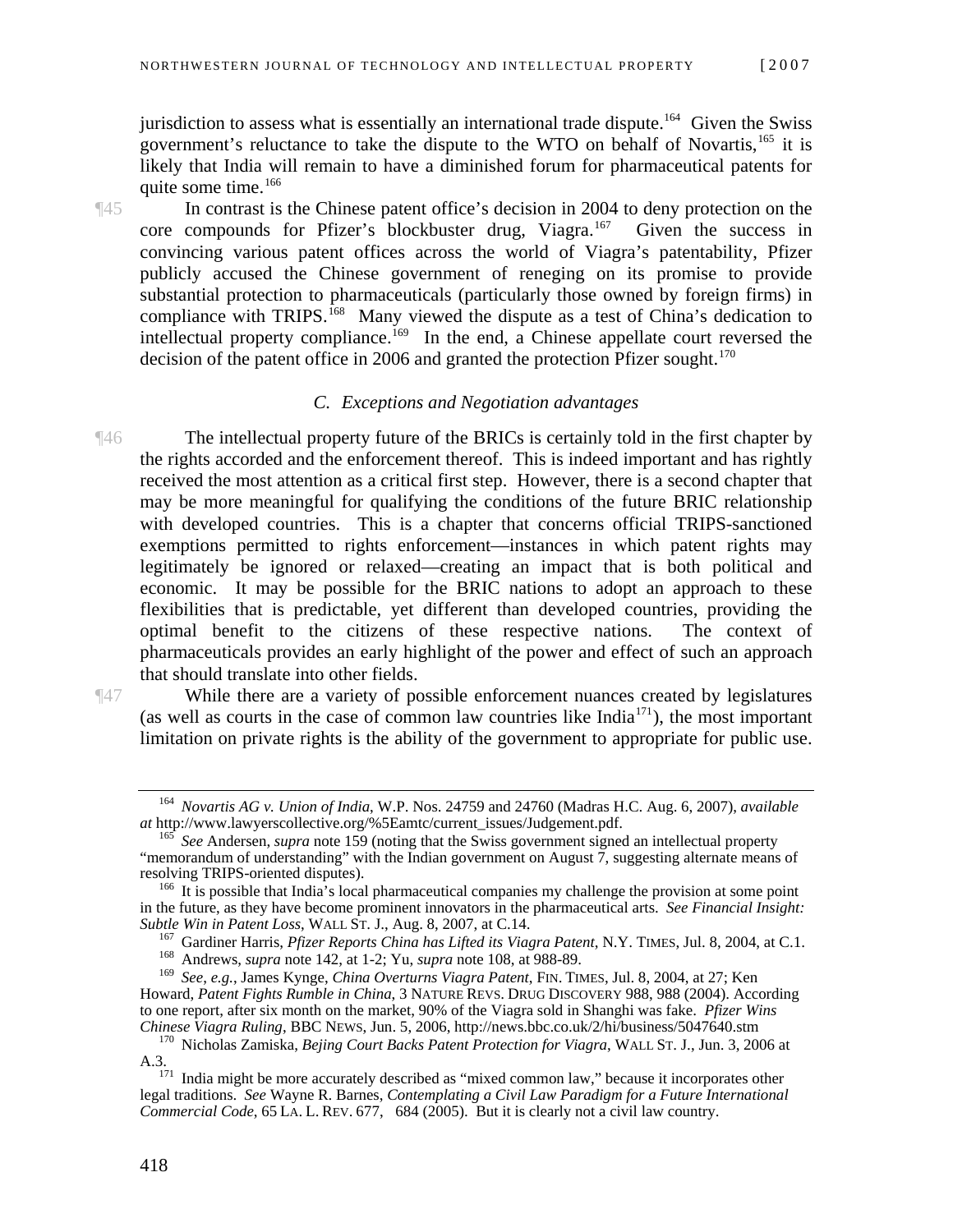jurisdiction to assess what is essentially an international trade dispute.[164] Given the Swiss government's reluctance to take the dispute to the WTO on behalf of Novartis,[165] it is likely that India will remain to have a diminished forum for pharmaceutical patents for quite some time.[166]

¶45 In contrast is the Chinese patent office's decision in 2004 to deny protection on the core compounds for Pfizer's blockbuster drug, Viagra.[167] Given the success in convincing various patent offices across the world of Viagra's patentability, Pfizer publicly accused the Chinese government of reneging on its promise to provide substantial protection to pharmaceuticals (particularly those owned by foreign firms) in compliance with TRIPS.[168] Many viewed the dispute as a test of China's dedication to intellectual property compliance.[169] In the end, a Chinese appellate court reversed the decision of the patent office in 2006 and granted the protection Pfizer sought.[170]

### *C. Exceptions and Negotiation advantages*

¶46 The intellectual property future of the BRICs is certainly told in the first chapter by the rights accorded and the enforcement thereof. This is indeed important and has rightly received the most attention as a critical first step. However, there is a second chapter that may be more meaningful for qualifying the conditions of the future BRIC relationship with developed countries. This is a chapter that concerns official TRIPS-sanctioned exemptions permitted to rights enforcement—instances in which patent rights may legitimately be ignored or relaxed—creating an impact that is both political and economic. It may be possible for the BRIC nations to adopt an approach to these flexibilities that is predictable, yet different than developed countries, providing the optimal benefit to the citizens of these respective nations. The context of pharmaceuticals provides an early highlight of the power and effect of such an approach that should translate into other fields.

¶47 While there are a variety of possible enforcement nuances created by legislatures (as well as courts in the case of common law countries like India[171]), the most important limitation on private rights is the ability of the government to appropriate for public use.

---

[164] *Novartis AG v. Union of India*, W.P. Nos. 24759 and 24760 (Madras H.C. Aug. 6, 2007), *available at* http://www.lawyerscollective.org/%5Eamtc/current_issues/Judgement.pdf.

[165] *See* Andersen, *supra* note 159 (noting that the Swiss government signed an intellectual property "memorandum of understanding" with the Indian government on August 7, suggesting alternate means of resolving TRIPS-oriented disputes).

[166] It is possible that India's local pharmaceutical companies my challenge the provision at some point in the future, as they have become prominent innovators in the pharmaceutical arts. *See Financial Insight: Subtle Win in Patent Loss*, WALL ST. J., Aug. 8, 2007, at C.14.

[167] Gardiner Harris, *Pfizer Reports China has Lifted its Viagra Patent*, N.Y. TIMES, Jul. 8, 2004, at C.1.

[168] Andrews, *supra* note 142, at 1-2; Yu, *supra* note 108, at 988-89.

[169] *See, e.g.*, James Kynge, *China Overturns Viagra Patent*, FIN. TIMES, Jul. 8, 2004, at 27; Ken Howard, *Patent Fights Rumble in China*, 3 NATURE REVS. DRUG DISCOVERY 988, 988 (2004). According to one report, after six month on the market, 90% of the Viagra sold in Shanghi was fake. *Pfizer Wins Chinese Viagra Ruling*, BBC NEWS, Jun. 5, 2006, http://news.bbc.co.uk/2/hi/business/5047640.stm

[170] Nicholas Zamiska, *Bejing Court Backs Patent Protection for Viagra*, WALL ST. J., Jun. 3, 2006 at A.3.

[171] India might be more accurately described as "mixed common law," because it incorporates other legal traditions. *See* Wayne R. Barnes, *Contemplating a Civil Law Paradigm for a Future International Commercial Code*, 65 LA. L. REV. 677, 684 (2005). But it is clearly not a civil law country.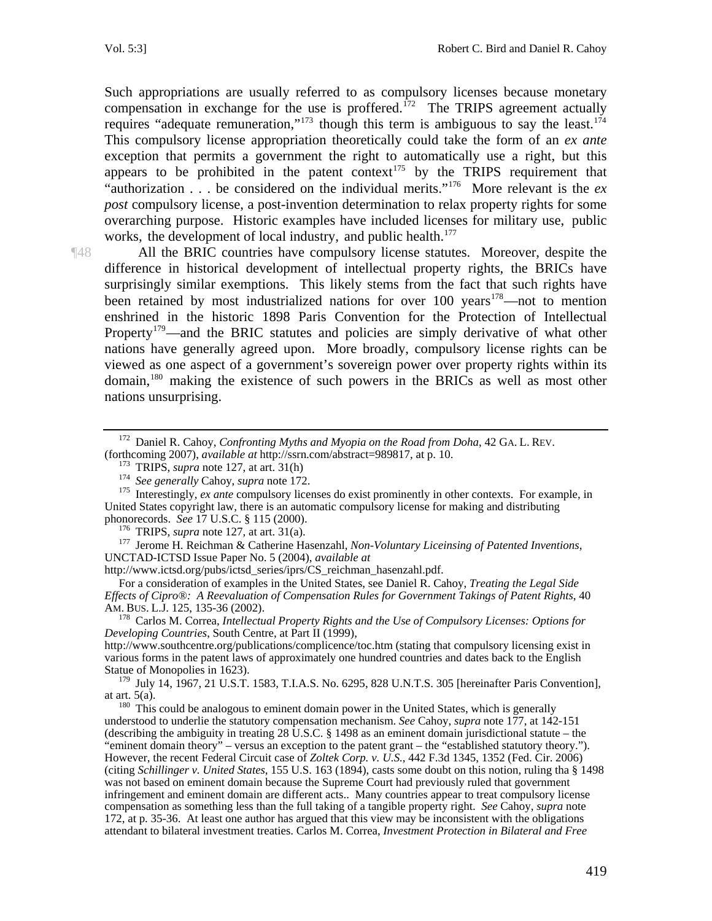Such appropriations are usually referred to as compulsory licenses because monetary compensation in exchange for the use is proffered.[172] The TRIPS agreement actually requires "adequate remuneration,"[173] though this term is ambiguous to say the least.[174] This compulsory license appropriation theoretically could take the form of an *ex ante* exception that permits a government the right to automatically use a right, but this appears to be prohibited in the patent context[175] by the TRIPS requirement that "authorization . . . be considered on the individual merits."[176] More relevant is the *ex post* compulsory license, a post-invention determination to relax property rights for some overarching purpose. Historic examples have included licenses for military use, public works, the development of local industry, and public health.[177]

¶48 All the BRIC countries have compulsory license statutes. Moreover, despite the difference in historical development of intellectual property rights, the BRICs have surprisingly similar exemptions. This likely stems from the fact that such rights have been retained by most industrialized nations for over 100 years[178]—not to mention enshrined in the historic 1898 Paris Convention for the Protection of Intellectual Property[179]—and the BRIC statutes and policies are simply derivative of what other nations have generally agreed upon. More broadly, compulsory license rights can be viewed as one aspect of a government's sovereign power over property rights within its domain,[180] making the existence of such powers in the BRICs as well as most other nations unsurprising.

---

[172] Daniel R. Cahoy, *Confronting Myths and Myopia on the Road from Doha*, 42 GA. L. REV. (forthcoming 2007), *available at* http://ssrn.com/abstract=989817, at p. 10.

[173] TRIPS, *supra* note 127, at art. 31(h)

[174] *See generally* Cahoy, *supra* note 172.

[175] Interestingly, *ex ante* compulsory licenses do exist prominently in other contexts. For example, in United States copyright law, there is an automatic compulsory license for making and distributing phonorecords. *See* 17 U.S.C. § 115 (2000).

[176] TRIPS, *supra* note 127, at art. 31(a).

[177] Jerome H. Reichman & Catherine Hasenzahl, *Non-Voluntary Liceinsing of Patented Inventions*, UNCTAD-ICTSD Issue Paper No. 5 (2004), *available at* http://www.ictsd.org/pubs/ictsd_series/iprs/CS_reichman_hasenzahl.pdf.

For a consideration of examples in the United States, see Daniel R. Cahoy, *Treating the Legal Side Effects of Cipro®: A Reevaluation of Compensation Rules for Government Takings of Patent Rights*, 40 AM. BUS. L.J. 125, 135-36 (2002).

[178] Carlos M. Correa, *Intellectual Property Rights and the Use of Compulsory Licenses: Options for Developing Countries*, South Centre, at Part II (1999), http://www.southcentre.org/publications/complicence/toc.htm (stating that compulsory licensing exist in various forms in the patent laws of approximately one hundred countries and dates back to the English Statue of Monopolies in 1623).

[179] July 14, 1967, 21 U.S.T. 1583, T.I.A.S. No. 6295, 828 U.N.T.S. 305 [hereinafter Paris Convention], at art. 5(a).

[180] This could be analogous to eminent domain power in the United States, which is generally understood to underlie the statutory compensation mechanism. *See* Cahoy, *supra* note 177, at 142-151 (describing the ambiguity in treating 28 U.S.C. § 1498 as an eminent domain jurisdictional statute – the "eminent domain theory" – versus an exception to the patent grant – the "established statutory theory."). However, the recent Federal Circuit case of *Zoltek Corp. v. U.S.*, 442 F.3d 1345, 1352 (Fed. Cir. 2006) (citing *Schillinger v. United States*, 155 U.S. 163 (1894), casts some doubt on this notion, ruling tha § 1498 was not based on eminent domain because the Supreme Court had previously ruled that government infringement and eminent domain are different acts.. Many countries appear to treat compulsory license compensation as something less than the full taking of a tangible property right. *See* Cahoy, *supra* note 172, at p. 35-36. At least one author has argued that this view may be inconsistent with the obligations attendant to bilateral investment treaties. Carlos M. Correa, *Investment Protection in Bilateral and Free*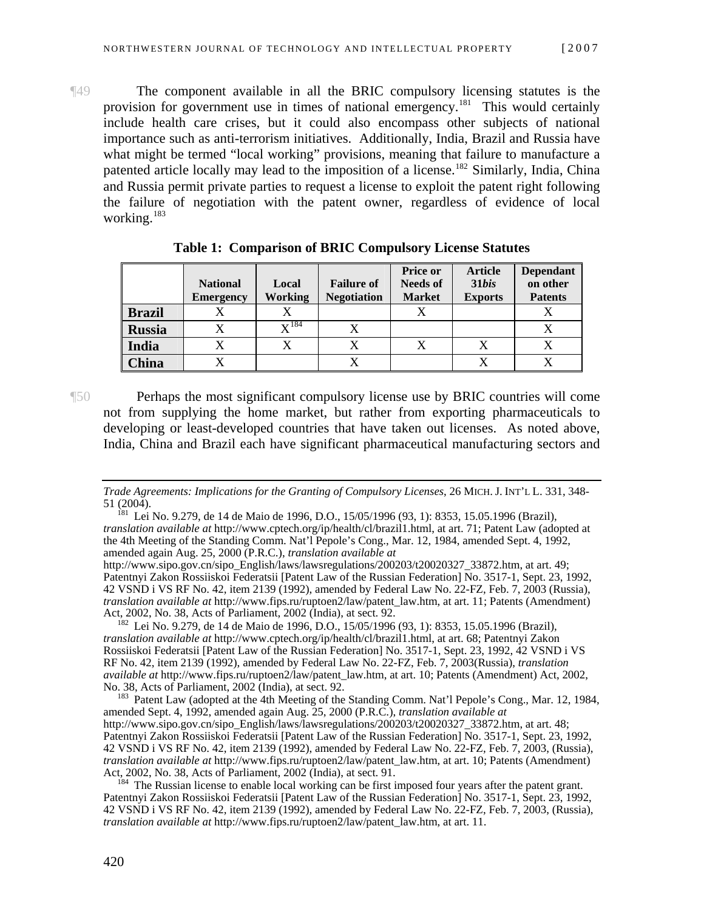¶49 The component available in all the BRIC compulsory licensing statutes is the provision for government use in times of national emergency.[181] This would certainly include health care crises, but it could also encompass other subjects of national importance such as anti-terrorism initiatives. Additionally, India, Brazil and Russia have what might be termed "local working" provisions, meaning that failure to manufacture a patented article locally may lead to the imposition of a license.[182] Similarly, India, China and Russia permit private parties to request a license to exploit the patent right following the failure of negotiation with the patent owner, regardless of evidence of local working.[183]

**Table 1: Comparison of BRIC Compulsory License Statutes**

| | National Emergency | Local Working | Failure of Negotiation | Price or Needs of Market | Article 31*bis* Exports | Dependant on other Patents |
|---|---|---|---|---|---|---|
| **Brazil** | X | X | | X | | X |
| **Russia** | X | X[184] | X | | | X |
| **India** | X | X | X | X | X | X |
| **China** | X | | X | | X | X |

¶50 Perhaps the most significant compulsory license use by BRIC countries will come not from supplying the home market, but rather from exporting pharmaceuticals to developing or least-developed countries that have taken out licenses. As noted above, India, China and Brazil each have significant pharmaceutical manufacturing sectors and

---

*Trade Agreements: Implications for the Granting of Compulsory Licenses*, 26 MICH. J. INT'L L. 331, 348-51 (2004).

[181] Lei No. 9.279, de 14 de Maio de 1996, D.O., 15/05/1996 (93, 1): 8353, 15.05.1996 (Brazil), *translation available at* http://www.cptech.org/ip/health/cl/brazil1.html, at art. 71; Patent Law (adopted at the 4th Meeting of the Standing Comm. Nat'l Pepole's Cong., Mar. 12, 1984, amended Sept. 4, 1992, amended again Aug. 25, 2000 (P.R.C.), *translation available at* http://www.sipo.gov.cn/sipo_English/laws/lawsregulations/200203/t20020327_33872.htm, at art. 49; Patentnyi Zakon Rossiiskoi Federatsii [Patent Law of the Russian Federation] No. 3517-1, Sept. 23, 1992, 42 VSND i VS RF No. 42, item 2139 (1992), amended by Federal Law No. 22-FZ, Feb. 7, 2003 (Russia), *translation available at* http://www.fips.ru/ruptoen2/law/patent_law.htm, at art. 11; Patents (Amendment) Act, 2002, No. 38, Acts of Parliament, 2002 (India), at sect. 92.

[182] Lei No. 9.279, de 14 de Maio de 1996, D.O., 15/05/1996 (93, 1): 8353, 15.05.1996 (Brazil), *translation available at* http://www.cptech.org/ip/health/cl/brazil1.html, at art. 68; Patentnyi Zakon Rossiiskoi Federatsii [Patent Law of the Russian Federation] No. 3517-1, Sept. 23, 1992, 42 VSND i VS RF No. 42, item 2139 (1992), amended by Federal Law No. 22-FZ, Feb. 7, 2003(Russia), *translation available at* http://www.fips.ru/ruptoen2/law/patent_law.htm, at art. 10; Patents (Amendment) Act, 2002, No. 38, Acts of Parliament, 2002 (India), at sect. 92.

[183] Patent Law (adopted at the 4th Meeting of the Standing Comm. Nat'l Pepole's Cong., Mar. 12, 1984, amended Sept. 4, 1992, amended again Aug. 25, 2000 (P.R.C.), *translation available at* http://www.sipo.gov.cn/sipo_English/laws/lawsregulations/200203/t20020327_33872.htm, at art. 48; Patentnyi Zakon Rossiiskoi Federatsii [Patent Law of the Russian Federation] No. 3517-1, Sept. 23, 1992, 42 VSND i VS RF No. 42, item 2139 (1992), amended by Federal Law No. 22-FZ, Feb. 7, 2003, (Russia), *translation available at* http://www.fips.ru/ruptoen2/law/patent_law.htm, at art. 10; Patents (Amendment) Act, 2002, No. 38, Acts of Parliament, 2002 (India), at sect. 91.

[184] The Russian license to enable local working can be first imposed four years after the patent grant. Patentnyi Zakon Rossiiskoi Federatsii [Patent Law of the Russian Federation] No. 3517-1, Sept. 23, 1992, 42 VSND i VS RF No. 42, item 2139 (1992), amended by Federal Law No. 22-FZ, Feb. 7, 2003, (Russia), *translation available at* http://www.fips.ru/ruptoen2/law/patent_law.htm, at art. 11.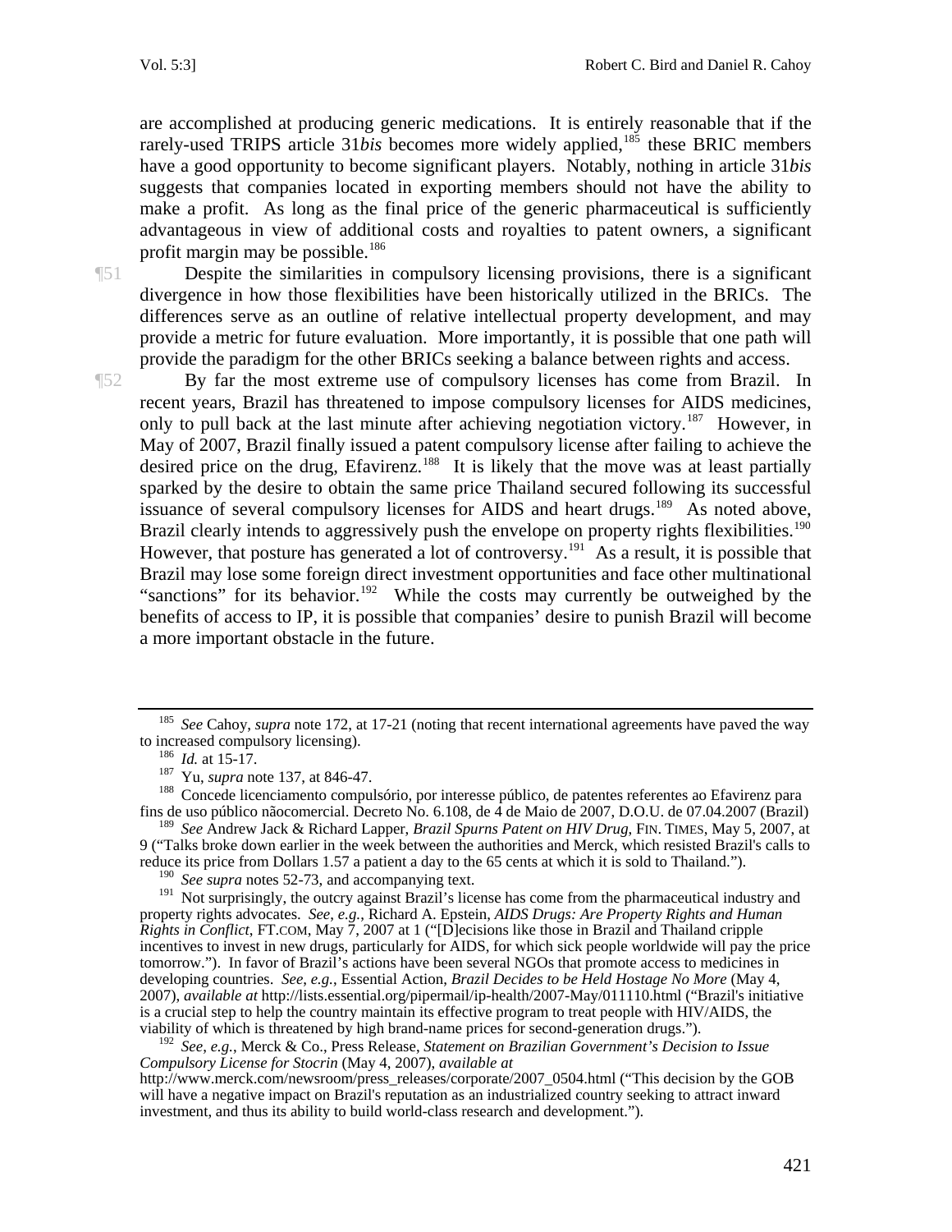are accomplished at producing generic medications. It is entirely reasonable that if the rarely-used TRIPS article 31*bis* becomes more widely applied,[185] these BRIC members have a good opportunity to become significant players. Notably, nothing in article 31*bis* suggests that companies located in exporting members should not have the ability to make a profit. As long as the final price of the generic pharmaceutical is sufficiently advantageous in view of additional costs and royalties to patent owners, a significant profit margin may be possible.[186]

¶51 Despite the similarities in compulsory licensing provisions, there is a significant divergence in how those flexibilities have been historically utilized in the BRICs. The differences serve as an outline of relative intellectual property development, and may provide a metric for future evaluation. More importantly, it is possible that one path will provide the paradigm for the other BRICs seeking a balance between rights and access.

¶52 By far the most extreme use of compulsory licenses has come from Brazil. In recent years, Brazil has threatened to impose compulsory licenses for AIDS medicines, only to pull back at the last minute after achieving negotiation victory.[187] However, in May of 2007, Brazil finally issued a patent compulsory license after failing to achieve the desired price on the drug, Efavirenz.[188] It is likely that the move was at least partially sparked by the desire to obtain the same price Thailand secured following its successful issuance of several compulsory licenses for AIDS and heart drugs.[189] As noted above, Brazil clearly intends to aggressively push the envelope on property rights flexibilities.[190] However, that posture has generated a lot of controversy.[191] As a result, it is possible that Brazil may lose some foreign direct investment opportunities and face other multinational "sanctions" for its behavior.[192] While the costs may currently be outweighed by the benefits of access to IP, it is possible that companies' desire to punish Brazil will become a more important obstacle in the future.

---

[185] *See* Cahoy, *supra* note 172, at 17-21 (noting that recent international agreements have paved the way to increased compulsory licensing).

[186] *Id.* at 15-17.

[187] Yu, *supra* note 137, at 846-47.

[188] Concede licenciamento compulsório, por interesse público, de patentes referentes ao Efavirenz para fins de uso público nãocomercial. Decreto No. 6.108, de 4 de Maio de 2007, D.O.U. de 07.04.2007 (Brazil)

[189] *See* Andrew Jack & Richard Lapper, *Brazil Spurns Patent on HIV Drug*, FIN. TIMES, May 5, 2007, at 9 ("Talks broke down earlier in the week between the authorities and Merck, which resisted Brazil's calls to reduce its price from Dollars 1.57 a patient a day to the 65 cents at which it is sold to Thailand.").

[190] *See supra* notes 52-73, and accompanying text.

[191] Not surprisingly, the outcry against Brazil's license has come from the pharmaceutical industry and property rights advocates. *See, e.g.*, Richard A. Epstein, *AIDS Drugs: Are Property Rights and Human Rights in Conflict*, FT.COM, May 7, 2007 at 1 ("[D]ecisions like those in Brazil and Thailand cripple incentives to invest in new drugs, particularly for AIDS, for which sick people worldwide will pay the price tomorrow."). In favor of Brazil's actions have been several NGOs that promote access to medicines in developing countries. *See, e.g.*, Essential Action, *Brazil Decides to be Held Hostage No More* (May 4, 2007), *available at* http://lists.essential.org/pipermail/ip-health/2007-May/011110.html ("Brazil's initiative is a crucial step to help the country maintain its effective program to treat people with HIV/AIDS, the viability of which is threatened by high brand-name prices for second-generation drugs.").

[192] *See, e.g.*, Merck & Co., Press Release, *Statement on Brazilian Government's Decision to Issue Compulsory License for Stocrin* (May 4, 2007), *available at* http://www.merck.com/newsroom/press_releases/corporate/2007_0504.html ("This decision by the GOB will have a negative impact on Brazil's reputation as an industrialized country seeking to attract inward investment, and thus its ability to build world-class research and development.").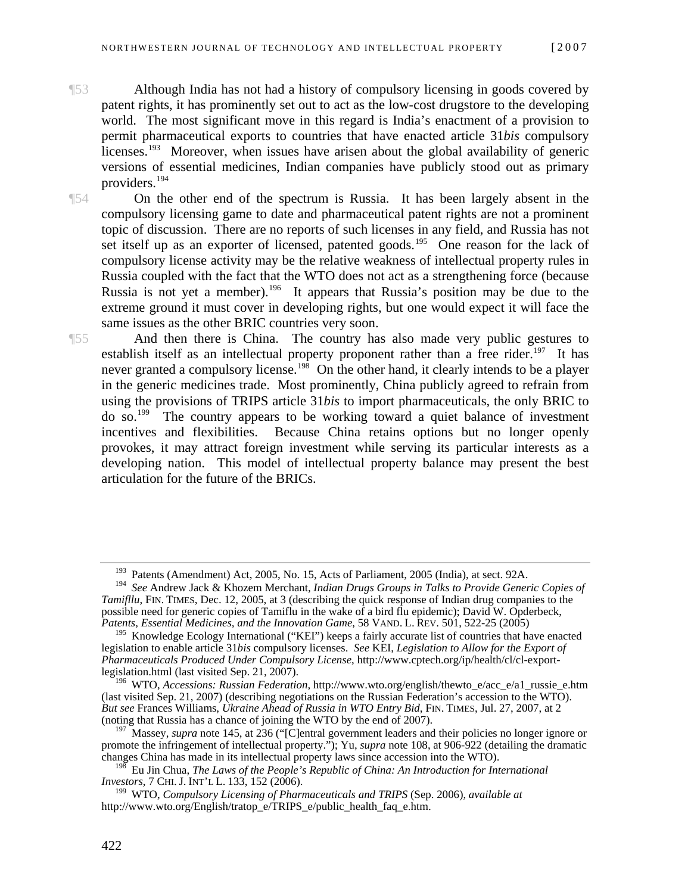¶53 Although India has not had a history of compulsory licensing in goods covered by patent rights, it has prominently set out to act as the low-cost drugstore to the developing world. The most significant move in this regard is India's enactment of a provision to permit pharmaceutical exports to countries that have enacted article 31*bis* compulsory licenses.[193] Moreover, when issues have arisen about the global availability of generic versions of essential medicines, Indian companies have publicly stood out as primary providers.[194]

¶54 On the other end of the spectrum is Russia. It has been largely absent in the compulsory licensing game to date and pharmaceutical patent rights are not a prominent topic of discussion. There are no reports of such licenses in any field, and Russia has not set itself up as an exporter of licensed, patented goods.[195] One reason for the lack of compulsory license activity may be the relative weakness of intellectual property rules in Russia coupled with the fact that the WTO does not act as a strengthening force (because Russia is not yet a member).[196] It appears that Russia's position may be due to the extreme ground it must cover in developing rights, but one would expect it will face the same issues as the other BRIC countries very soon.

¶55 And then there is China. The country has also made very public gestures to establish itself as an intellectual property proponent rather than a free rider.[197] It has never granted a compulsory license.[198] On the other hand, it clearly intends to be a player in the generic medicines trade. Most prominently, China publicly agreed to refrain from using the provisions of TRIPS article 31*bis* to import pharmaceuticals, the only BRIC to do so.[199] The country appears to be working toward a quiet balance of investment incentives and flexibilities. Because China retains options but no longer openly provokes, it may attract foreign investment while serving its particular interests as a developing nation. This model of intellectual property balance may present the best articulation for the future of the BRICs.

---

[193] Patents (Amendment) Act, 2005, No. 15, Acts of Parliament, 2005 (India), at sect. 92A.

[194] *See* Andrew Jack & Khozem Merchant, *Indian Drugs Groups in Talks to Provide Generic Copies of Tamifllu*, FIN. TIMES, Dec. 12, 2005, at 3 (describing the quick response of Indian drug companies to the possible need for generic copies of Tamiflu in the wake of a bird flu epidemic); David W. Opderbeck, *Patents, Essential Medicines, and the Innovation Game*, 58 VAND. L. REV. 501, 522-25 (2005)

[195] Knowledge Ecology International ("KEI") keeps a fairly accurate list of countries that have enacted legislation to enable article 31*bis* compulsory licenses. *See* KEI, *Legislation to Allow for the Export of Pharmaceuticals Produced Under Compulsory License*, http://www.cptech.org/ip/health/cl/cl-export-legislation.html (last visited Sep. 21, 2007).

[196] WTO, *Accessions: Russian Federation*, http://www.wto.org/english/thewto_e/acc_e/a1_russie_e.htm (last visited Sep. 21, 2007) (describing negotiations on the Russian Federation's accession to the WTO). *But see* Frances Williams, *Ukraine Ahead of Russia in WTO Entry Bid*, FIN. TIMES, Jul. 27, 2007, at 2 (noting that Russia has a chance of joining the WTO by the end of 2007).

[197] Massey, *supra* note 145, at 236 ("[C]entral government leaders and their policies no longer ignore or promote the infringement of intellectual property."); Yu, *supra* note 108, at 906-922 (detailing the dramatic changes China has made in its intellectual property laws since accession into the WTO).

[198] Eu Jin Chua, *The Laws of the People's Republic of China: An Introduction for International Investors*, 7 CHI. J. INT'L L. 133, 152 (2006).

[199] WTO, *Compulsory Licensing of Pharmaceuticals and TRIPS* (Sep. 2006), *available at* http://www.wto.org/English/tratop_e/TRIPS_e/public_health_faq_e.htm.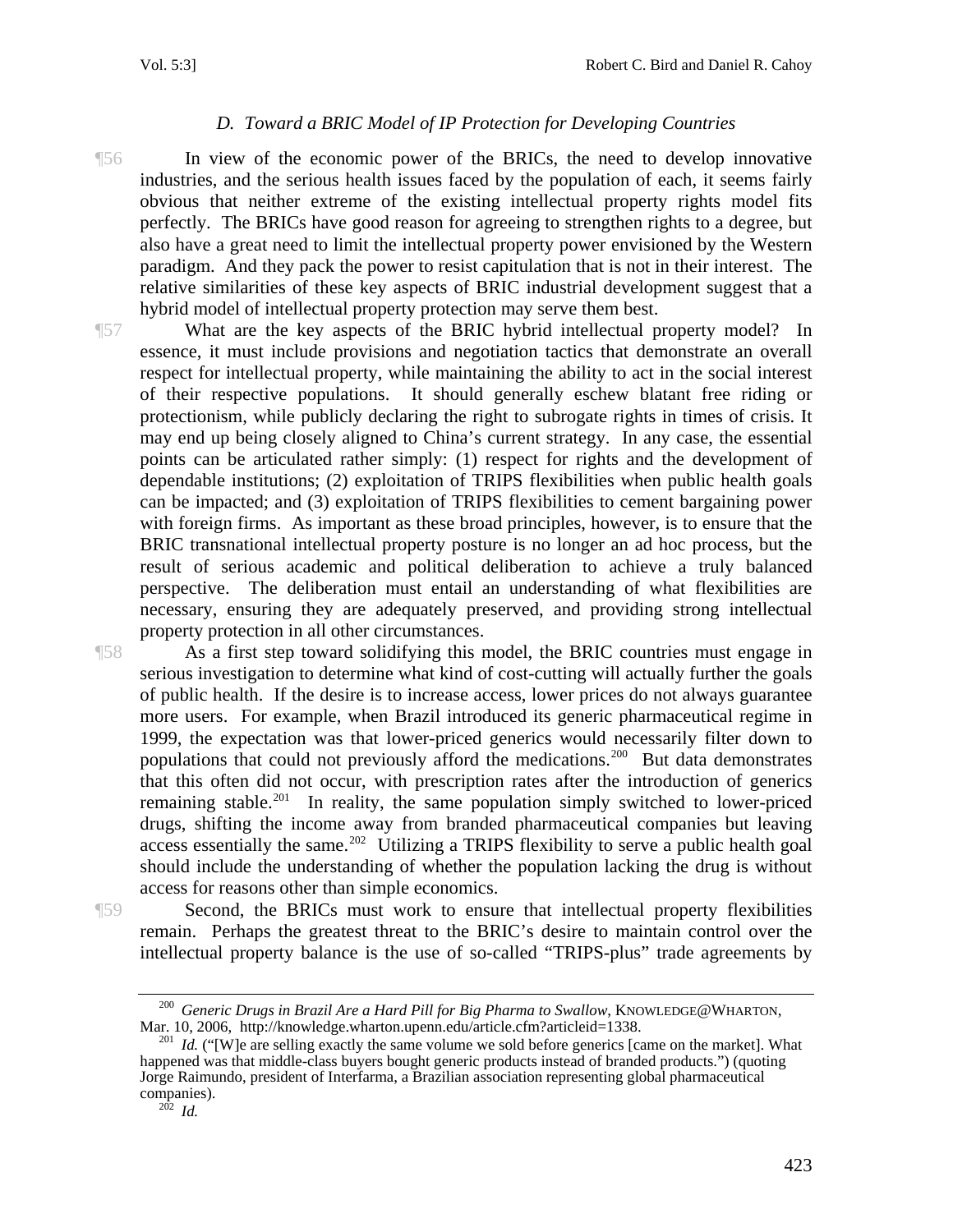### *D. Toward a BRIC Model of IP Protection for Developing Countries*

¶56 In view of the economic power of the BRICs, the need to develop innovative industries, and the serious health issues faced by the population of each, it seems fairly obvious that neither extreme of the existing intellectual property rights model fits perfectly. The BRICs have good reason for agreeing to strengthen rights to a degree, but also have a great need to limit the intellectual property power envisioned by the Western paradigm. And they pack the power to resist capitulation that is not in their interest. The relative similarities of these key aspects of BRIC industrial development suggest that a hybrid model of intellectual property protection may serve them best.

¶57 What are the key aspects of the BRIC hybrid intellectual property model? In essence, it must include provisions and negotiation tactics that demonstrate an overall respect for intellectual property, while maintaining the ability to act in the social interest of their respective populations. It should generally eschew blatant free riding or protectionism, while publicly declaring the right to subrogate rights in times of crisis. It may end up being closely aligned to China's current strategy. In any case, the essential points can be articulated rather simply: (1) respect for rights and the development of dependable institutions; (2) exploitation of TRIPS flexibilities when public health goals can be impacted; and (3) exploitation of TRIPS flexibilities to cement bargaining power with foreign firms. As important as these broad principles, however, is to ensure that the BRIC transnational intellectual property posture is no longer an ad hoc process, but the result of serious academic and political deliberation to achieve a truly balanced perspective. The deliberation must entail an understanding of what flexibilities are necessary, ensuring they are adequately preserved, and providing strong intellectual property protection in all other circumstances.

¶58 As a first step toward solidifying this model, the BRIC countries must engage in serious investigation to determine what kind of cost-cutting will actually further the goals of public health. If the desire is to increase access, lower prices do not always guarantee more users. For example, when Brazil introduced its generic pharmaceutical regime in 1999, the expectation was that lower-priced generics would necessarily filter down to populations that could not previously afford the medications.[200] But data demonstrates that this often did not occur, with prescription rates after the introduction of generics remaining stable.[201] In reality, the same population simply switched to lower-priced drugs, shifting the income away from branded pharmaceutical companies but leaving access essentially the same.[202] Utilizing a TRIPS flexibility to serve a public health goal should include the understanding of whether the population lacking the drug is without access for reasons other than simple economics.

¶59 Second, the BRICs must work to ensure that intellectual property flexibilities remain. Perhaps the greatest threat to the BRIC's desire to maintain control over the intellectual property balance is the use of so-called "TRIPS-plus" trade agreements by

---

[200] *Generic Drugs in Brazil Are a Hard Pill for Big Pharma to Swallow*, KNOWLEDGE@WHARTON, Mar. 10, 2006, http://knowledge.wharton.upenn.edu/article.cfm?articleid=1338.

[201] *Id.* ("[W]e are selling exactly the same volume we sold before generics [came on the market]. What happened was that middle-class buyers bought generic products instead of branded products.") (quoting Jorge Raimundo, president of Interfarma, a Brazilian association representing global pharmaceutical companies).

[202] *Id.*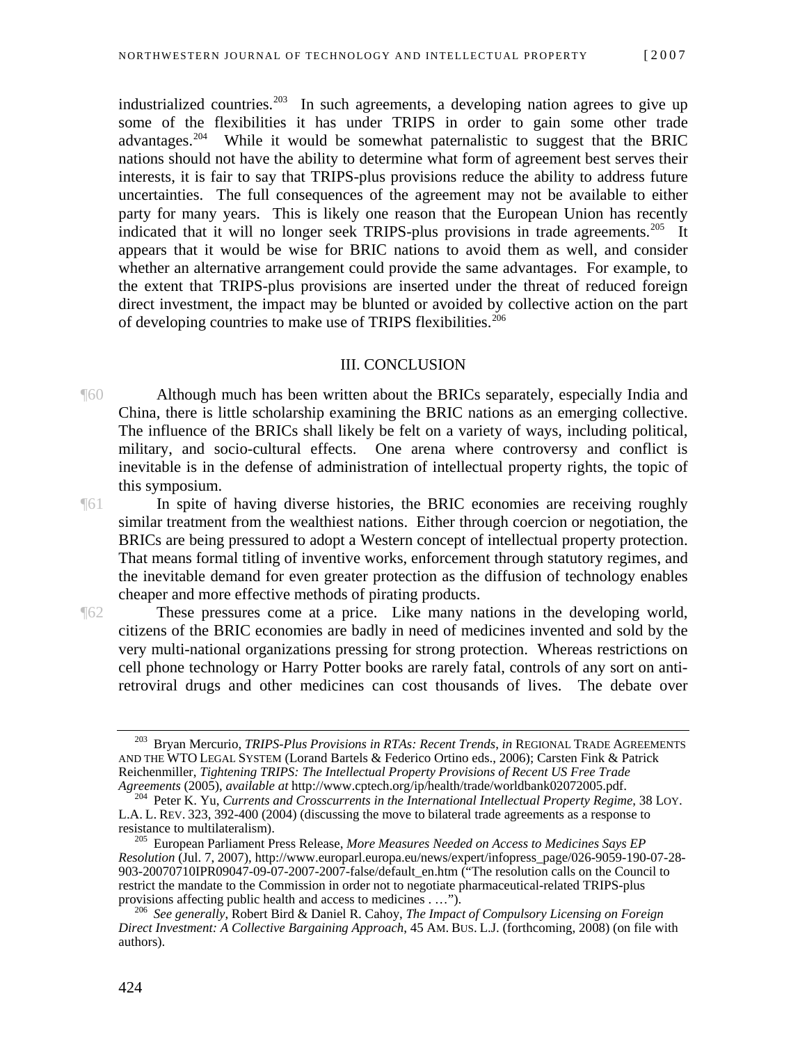industrialized countries.[203] In such agreements, a developing nation agrees to give up some of the flexibilities it has under TRIPS in order to gain some other trade advantages.[204] While it would be somewhat paternalistic to suggest that the BRIC nations should not have the ability to determine what form of agreement best serves their interests, it is fair to say that TRIPS-plus provisions reduce the ability to address future uncertainties. The full consequences of the agreement may not be available to either party for many years. This is likely one reason that the European Union has recently indicated that it will no longer seek TRIPS-plus provisions in trade agreements.[205] It appears that it would be wise for BRIC nations to avoid them as well, and consider whether an alternative arrangement could provide the same advantages. For example, to the extent that TRIPS-plus provisions are inserted under the threat of reduced foreign direct investment, the impact may be blunted or avoided by collective action on the part of developing countries to make use of TRIPS flexibilities.[206]

## III. CONCLUSION

¶60 Although much has been written about the BRICs separately, especially India and China, there is little scholarship examining the BRIC nations as an emerging collective. The influence of the BRICs shall likely be felt on a variety of ways, including political, military, and socio-cultural effects. One arena where controversy and conflict is inevitable is in the defense of administration of intellectual property rights, the topic of this symposium.

¶61 In spite of having diverse histories, the BRIC economies are receiving roughly similar treatment from the wealthiest nations. Either through coercion or negotiation, the BRICs are being pressured to adopt a Western concept of intellectual property protection. That means formal titling of inventive works, enforcement through statutory regimes, and the inevitable demand for even greater protection as the diffusion of technology enables cheaper and more effective methods of pirating products.

¶62 These pressures come at a price. Like many nations in the developing world, citizens of the BRIC economies are badly in need of medicines invented and sold by the very multi-national organizations pressing for strong protection. Whereas restrictions on cell phone technology or Harry Potter books are rarely fatal, controls of any sort on anti-retroviral drugs and other medicines can cost thousands of lives. The debate over

---

[203] Bryan Mercurio, *TRIPS-Plus Provisions in RTAs: Recent Trends*, *in* REGIONAL TRADE AGREEMENTS AND THE WTO LEGAL SYSTEM (Lorand Bartels & Federico Ortino eds., 2006); Carsten Fink & Patrick Reichenmiller, *Tightening TRIPS: The Intellectual Property Provisions of Recent US Free Trade Agreements* (2005), *available at* http://www.cptech.org/ip/health/trade/worldbank02072005.pdf.

[204] Peter K. Yu, *Currents and Crosscurrents in the International Intellectual Property Regime*, 38 LOY. L.A. L. REV. 323, 392-400 (2004) (discussing the move to bilateral trade agreements as a response to resistance to multilateralism).

[205] European Parliament Press Release, *More Measures Needed on Access to Medicines Says EP Resolution* (Jul. 7, 2007), http://www.europarl.europa.eu/news/expert/infopress_page/026-9059-190-07-28-903-20070710IPR09047-09-07-2007-2007-false/default_en.htm ("The resolution calls on the Council to restrict the mandate to the Commission in order not to negotiate pharmaceutical-related TRIPS-plus provisions affecting public health and access to medicines . …").

[206] *See generally*, Robert Bird & Daniel R. Cahoy, *The Impact of Compulsory Licensing on Foreign Direct Investment: A Collective Bargaining Approach*, 45 AM. BUS. L.J. (forthcoming, 2008) (on file with authors).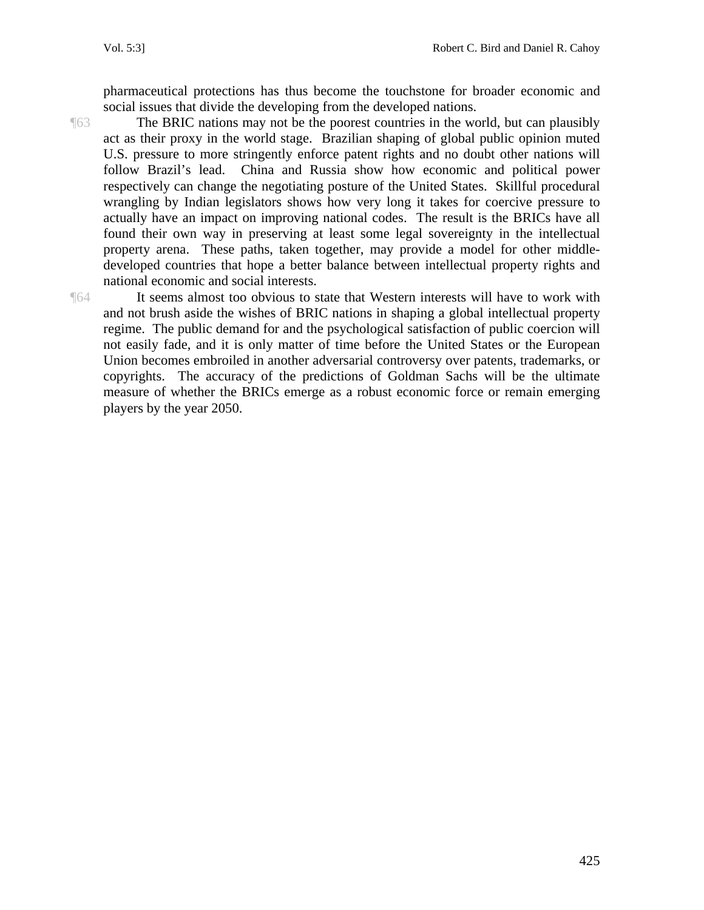pharmaceutical protections has thus become the touchstone for broader economic and social issues that divide the developing from the developed nations.

¶63 The BRIC nations may not be the poorest countries in the world, but can plausibly act as their proxy in the world stage. Brazilian shaping of global public opinion muted U.S. pressure to more stringently enforce patent rights and no doubt other nations will follow Brazil's lead. China and Russia show how economic and political power respectively can change the negotiating posture of the United States. Skillful procedural wrangling by Indian legislators shows how very long it takes for coercive pressure to actually have an impact on improving national codes. The result is the BRICs have all found their own way in preserving at least some legal sovereignty in the intellectual property arena. These paths, taken together, may provide a model for other middle-developed countries that hope a better balance between intellectual property rights and national economic and social interests.

¶64 It seems almost too obvious to state that Western interests will have to work with and not brush aside the wishes of BRIC nations in shaping a global intellectual property regime. The public demand for and the psychological satisfaction of public coercion will not easily fade, and it is only matter of time before the United States or the European Union becomes embroiled in another adversarial controversy over patents, trademarks, or copyrights. The accuracy of the predictions of Goldman Sachs will be the ultimate measure of whether the BRICs emerge as a robust economic force or remain emerging players by the year 2050.